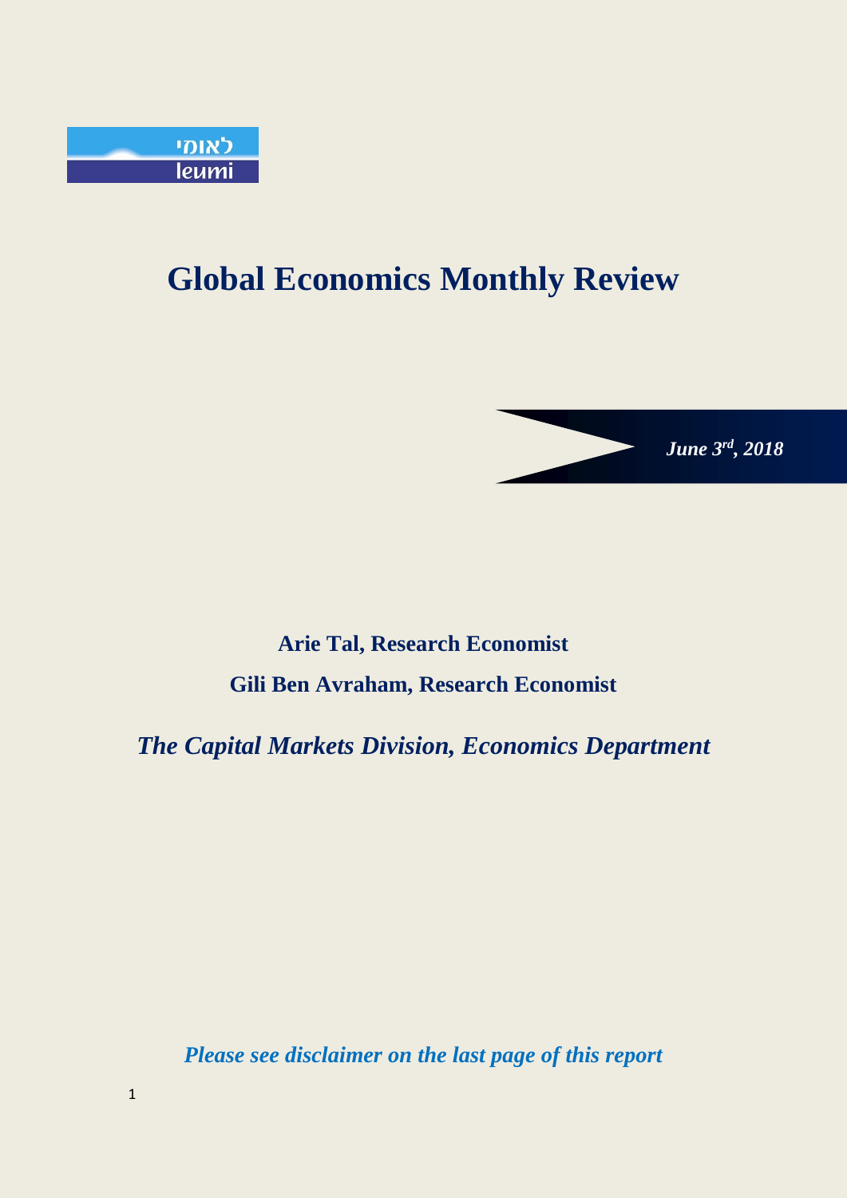לאומי
leumi

# Global Economics Monthly Review

***June 3rd, 2018***

**Arie Tal, Research Economist**

**Gili Ben Avraham, Research Economist**

***The Capital Markets Division, Economics Department***

***Please see disclaimer on the last page of this report***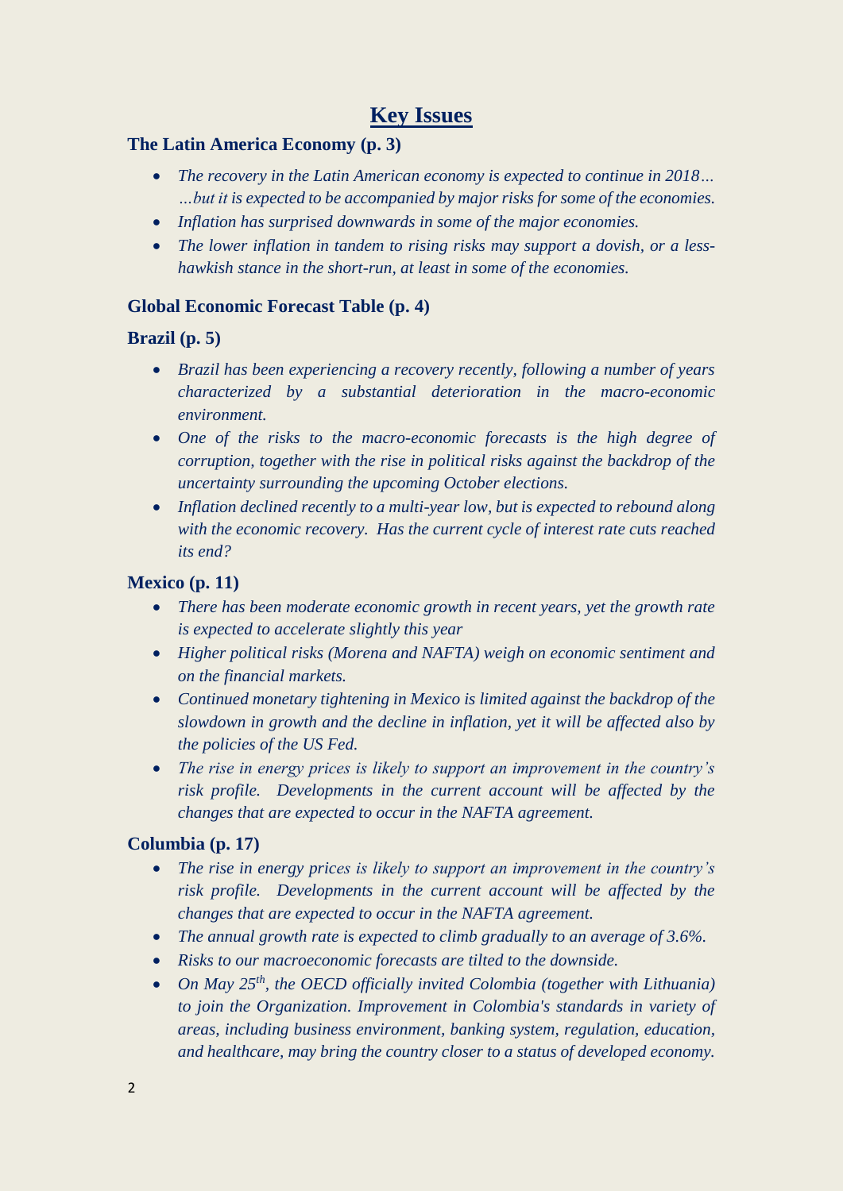# Key Issues

### The Latin America Economy (p. 3)

- *The recovery in the Latin American economy is expected to continue in 2018… …but it is expected to be accompanied by major risks for some of the economies.*
- *Inflation has surprised downwards in some of the major economies.*
- *The lower inflation in tandem to rising risks may support a dovish, or a less-hawkish stance in the short-run, at least in some of the economies.*

### Global Economic Forecast Table (p. 4)

### Brazil (p. 5)

- *Brazil has been experiencing a recovery recently, following a number of years characterized by a substantial deterioration in the macro-economic environment.*
- *One of the risks to the macro-economic forecasts is the high degree of corruption, together with the rise in political risks against the backdrop of the uncertainty surrounding the upcoming October elections.*
- *Inflation declined recently to a multi-year low, but is expected to rebound along with the economic recovery. Has the current cycle of interest rate cuts reached its end?*

### Mexico (p. 11)

- *There has been moderate economic growth in recent years, yet the growth rate is expected to accelerate slightly this year*
- *Higher political risks (Morena and NAFTA) weigh on economic sentiment and on the financial markets.*
- *Continued monetary tightening in Mexico is limited against the backdrop of the slowdown in growth and the decline in inflation, yet it will be affected also by the policies of the US Fed.*
- *The rise in energy prices is likely to support an improvement in the country's risk profile. Developments in the current account will be affected by the changes that are expected to occur in the NAFTA agreement.*

### Columbia (p. 17)

- *The rise in energy prices is likely to support an improvement in the country's risk profile. Developments in the current account will be affected by the changes that are expected to occur in the NAFTA agreement.*
- *The annual growth rate is expected to climb gradually to an average of 3.6%.*
- *Risks to our macroeconomic forecasts are tilted to the downside.*
- *On May 25th, the OECD officially invited Colombia (together with Lithuania) to join the Organization. Improvement in Colombia's standards in variety of areas, including business environment, banking system, regulation, education, and healthcare, may bring the country closer to a status of developed economy.*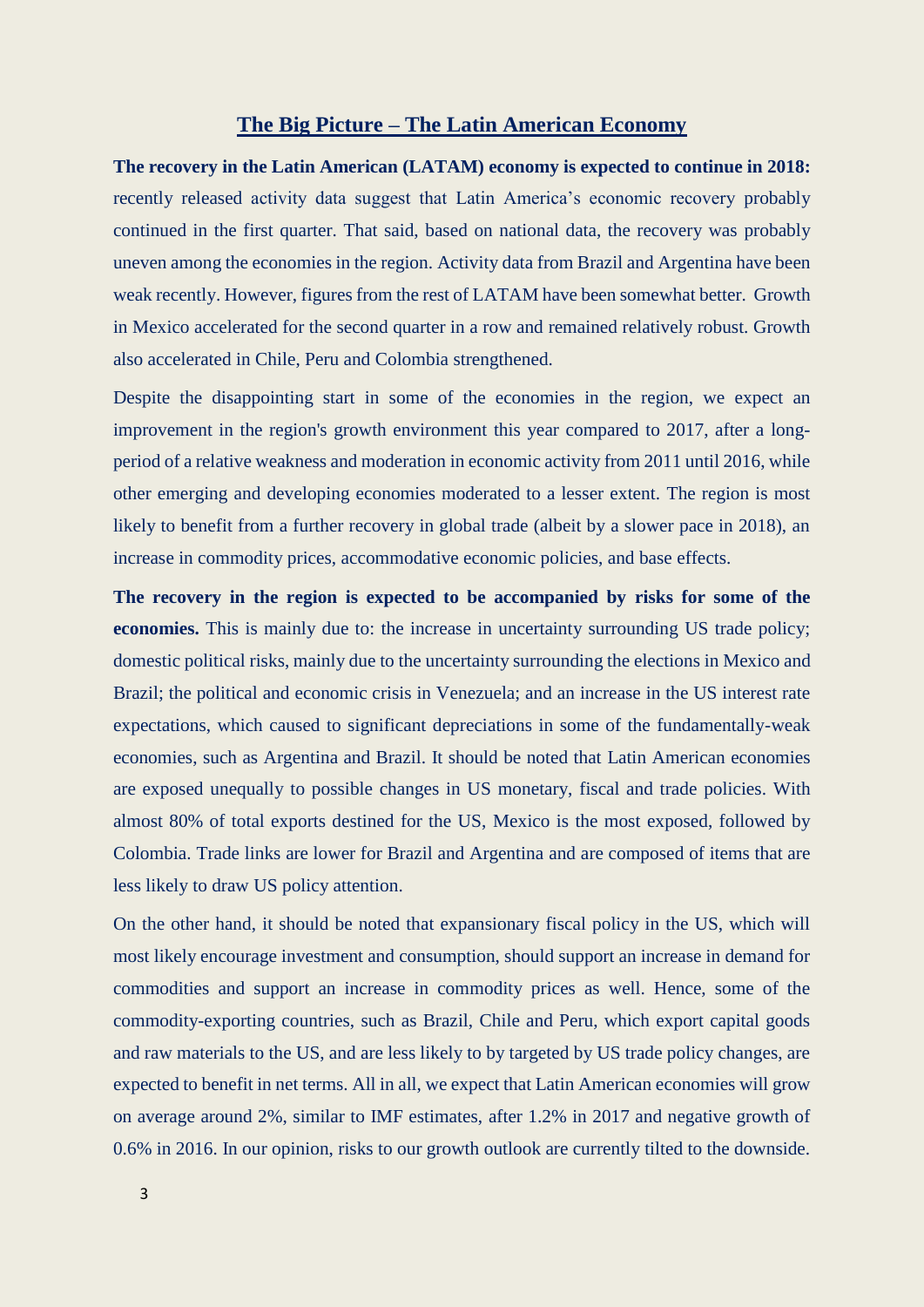## The Big Picture – The Latin American Economy

**The recovery in the Latin American (LATAM) economy is expected to continue in 2018:** recently released activity data suggest that Latin America's economic recovery probably continued in the first quarter. That said, based on national data, the recovery was probably uneven among the economies in the region. Activity data from Brazil and Argentina have been weak recently. However, figures from the rest of LATAM have been somewhat better. Growth in Mexico accelerated for the second quarter in a row and remained relatively robust. Growth also accelerated in Chile, Peru and Colombia strengthened.

Despite the disappointing start in some of the economies in the region, we expect an improvement in the region's growth environment this year compared to 2017, after a long-period of a relative weakness and moderation in economic activity from 2011 until 2016, while other emerging and developing economies moderated to a lesser extent. The region is most likely to benefit from a further recovery in global trade (albeit by a slower pace in 2018), an increase in commodity prices, accommodative economic policies, and base effects.

**The recovery in the region is expected to be accompanied by risks for some of the economies.** This is mainly due to: the increase in uncertainty surrounding US trade policy; domestic political risks, mainly due to the uncertainty surrounding the elections in Mexico and Brazil; the political and economic crisis in Venezuela; and an increase in the US interest rate expectations, which caused to significant depreciations in some of the fundamentally-weak economies, such as Argentina and Brazil. It should be noted that Latin American economies are exposed unequally to possible changes in US monetary, fiscal and trade policies. With almost 80% of total exports destined for the US, Mexico is the most exposed, followed by Colombia. Trade links are lower for Brazil and Argentina and are composed of items that are less likely to draw US policy attention.

On the other hand, it should be noted that expansionary fiscal policy in the US, which will most likely encourage investment and consumption, should support an increase in demand for commodities and support an increase in commodity prices as well. Hence, some of the commodity-exporting countries, such as Brazil, Chile and Peru, which export capital goods and raw materials to the US, and are less likely to by targeted by US trade policy changes, are expected to benefit in net terms. All in all, we expect that Latin American economies will grow on average around 2%, similar to IMF estimates, after 1.2% in 2017 and negative growth of 0.6% in 2016. In our opinion, risks to our growth outlook are currently tilted to the downside.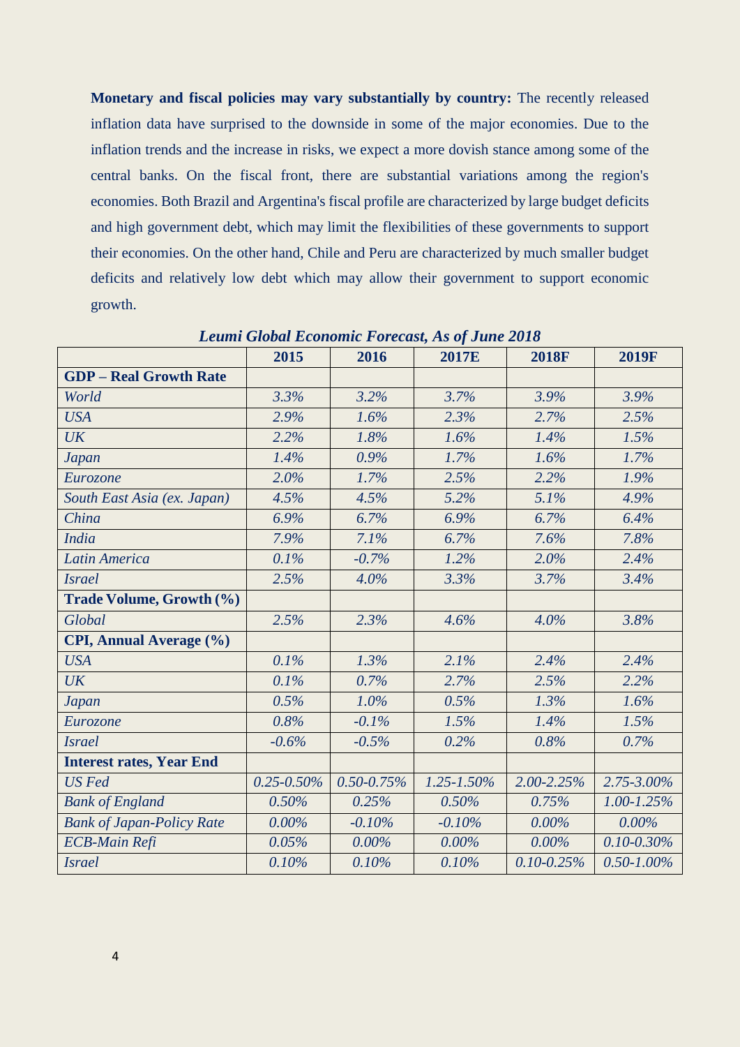**Monetary and fiscal policies may vary substantially by country:** The recently released inflation data have surprised to the downside in some of the major economies. Due to the inflation trends and the increase in risks, we expect a more dovish stance among some of the central banks. On the fiscal front, there are substantial variations among the region's economies. Both Brazil and Argentina's fiscal profile are characterized by large budget deficits and high government debt, which may limit the flexibilities of these governments to support their economies. On the other hand, Chile and Peru are characterized by much smaller budget deficits and relatively low debt which may allow their government to support economic growth.

***Leumi Global Economic Forecast, As of June 2018***

| | 2015 | 2016 | 2017E | 2018F | 2019F |
|---|---|---|---|---|---|
| **GDP – Real Growth Rate** | | | | | |
| *World* | *3.3%* | *3.2%* | *3.7%* | *3.9%* | *3.9%* |
| *USA* | *2.9%* | *1.6%* | *2.3%* | *2.7%* | *2.5%* |
| *UK* | *2.2%* | *1.8%* | *1.6%* | *1.4%* | *1.5%* |
| *Japan* | *1.4%* | *0.9%* | *1.7%* | *1.6%* | *1.7%* |
| *Eurozone* | *2.0%* | *1.7%* | *2.5%* | *2.2%* | *1.9%* |
| *South East Asia (ex. Japan)* | *4.5%* | *4.5%* | *5.2%* | *5.1%* | *4.9%* |
| *China* | *6.9%* | *6.7%* | *6.9%* | *6.7%* | *6.4%* |
| *India* | *7.9%* | *7.1%* | *6.7%* | *7.6%* | *7.8%* |
| *Latin America* | *0.1%* | *-0.7%* | *1.2%* | *2.0%* | *2.4%* |
| *Israel* | *2.5%* | *4.0%* | *3.3%* | *3.7%* | *3.4%* |
| **Trade Volume, Growth (%)** | | | | | |
| *Global* | *2.5%* | *2.3%* | *4.6%* | *4.0%* | *3.8%* |
| **CPI, Annual Average (%)** | | | | | |
| *USA* | *0.1%* | *1.3%* | *2.1%* | *2.4%* | *2.4%* |
| *UK* | *0.1%* | *0.7%* | *2.7%* | *2.5%* | *2.2%* |
| *Japan* | *0.5%* | *1.0%* | *0.5%* | *1.3%* | *1.6%* |
| *Eurozone* | *0.8%* | *-0.1%* | *1.5%* | *1.4%* | *1.5%* |
| *Israel* | *-0.6%* | *-0.5%* | *0.2%* | *0.8%* | *0.7%* |
| **Interest rates, Year End** | | | | | |
| *US Fed* | *0.25-0.50%* | *0.50-0.75%* | *1.25-1.50%* | *2.00-2.25%* | *2.75-3.00%* |
| *Bank of England* | *0.50%* | *0.25%* | *0.50%* | *0.75%* | *1.00-1.25%* |
| *Bank of Japan-Policy Rate* | *0.00%* | *-0.10%* | *-0.10%* | *0.00%* | *0.00%* |
| *ECB-Main Refi* | *0.05%* | *0.00%* | *0.00%* | *0.00%* | *0.10-0.30%* |
| *Israel* | *0.10%* | *0.10%* | *0.10%* | *0.10-0.25%* | *0.50-1.00%* |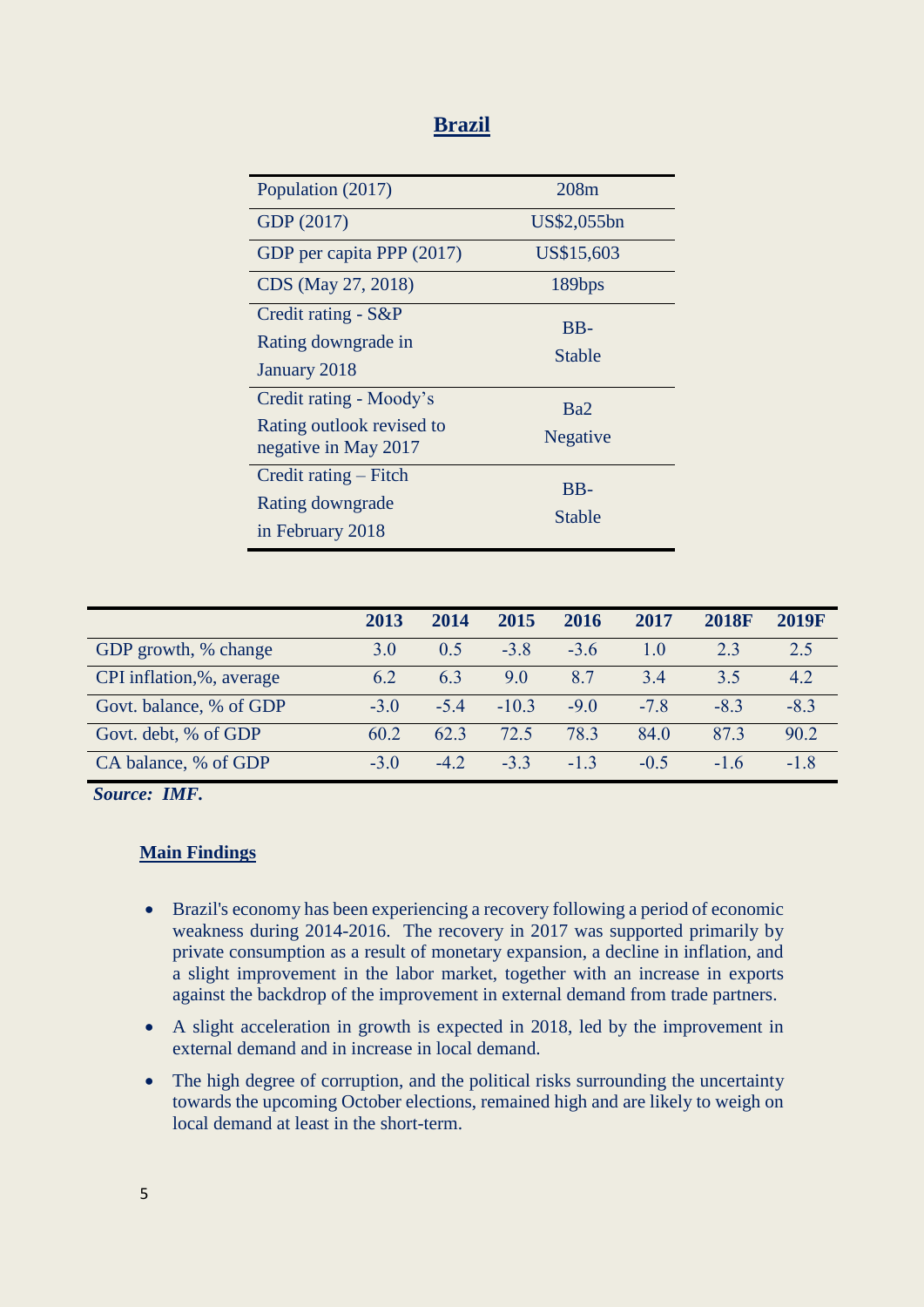# Brazil

| | |
|---|---|
| Population (2017) | 208m |
| GDP (2017) | US$2,055bn |
| GDP per capita PPP (2017) | US$15,603 |
| CDS (May 27, 2018) | 189bps |
| Credit rating - S&P<br>Rating downgrade in January 2018 | BB-<br>Stable |
| Credit rating - Moody's<br>Rating outlook revised to negative in May 2017 | Ba2<br>Negative |
| Credit rating – Fitch<br>Rating downgrade in February 2018 | BB-<br>Stable |

| | 2013 | 2014 | 2015 | 2016 | 2017 | 2018F | 2019F |
|---|---|---|---|---|---|---|---|
| GDP growth, % change | 3.0 | 0.5 | -3.8 | -3.6 | 1.0 | 2.3 | 2.5 |
| CPI inflation,%, average | 6.2 | 6.3 | 9.0 | 8.7 | 3.4 | 3.5 | 4.2 |
| Govt. balance, % of GDP | -3.0 | -5.4 | -10.3 | -9.0 | -7.8 | -8.3 | -8.3 |
| Govt. debt, % of GDP | 60.2 | 62.3 | 72.5 | 78.3 | 84.0 | 87.3 | 90.2 |
| CA balance, % of GDP | -3.0 | -4.2 | -3.3 | -1.3 | -0.5 | -1.6 | -1.8 |

***Source: IMF.***

## Main Findings

- Brazil's economy has been experiencing a recovery following a period of economic weakness during 2014-2016. The recovery in 2017 was supported primarily by private consumption as a result of monetary expansion, a decline in inflation, and a slight improvement in the labor market, together with an increase in exports against the backdrop of the improvement in external demand from trade partners.
- A slight acceleration in growth is expected in 2018, led by the improvement in external demand and in increase in local demand.
- The high degree of corruption, and the political risks surrounding the uncertainty towards the upcoming October elections, remained high and are likely to weigh on local demand at least in the short-term.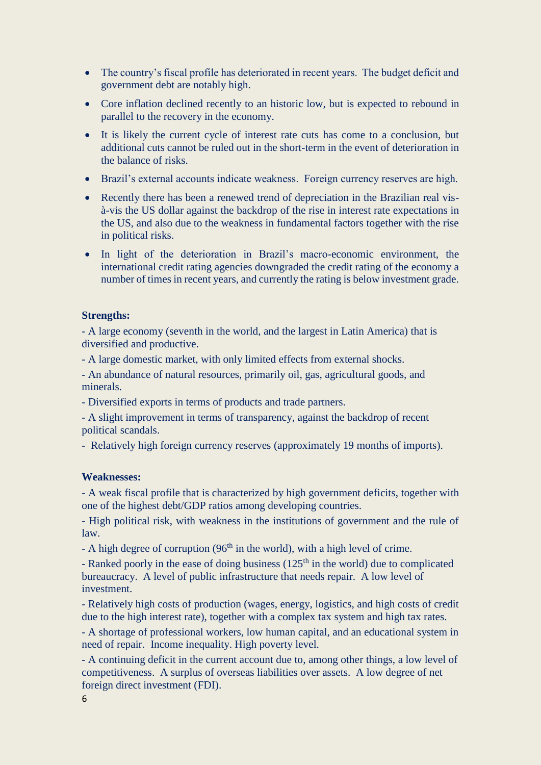- The country's fiscal profile has deteriorated in recent years. The budget deficit and government debt are notably high.
- Core inflation declined recently to an historic low, but is expected to rebound in parallel to the recovery in the economy.
- It is likely the current cycle of interest rate cuts has come to a conclusion, but additional cuts cannot be ruled out in the short-term in the event of deterioration in the balance of risks.
- Brazil's external accounts indicate weakness. Foreign currency reserves are high.
- Recently there has been a renewed trend of depreciation in the Brazilian real vis-à-vis the US dollar against the backdrop of the rise in interest rate expectations in the US, and also due to the weakness in fundamental factors together with the rise in political risks.
- In light of the deterioration in Brazil's macro-economic environment, the international credit rating agencies downgraded the credit rating of the economy a number of times in recent years, and currently the rating is below investment grade.

**Strengths:**

- A large economy (seventh in the world, and the largest in Latin America) that is diversified and productive.

- A large domestic market, with only limited effects from external shocks.

- An abundance of natural resources, primarily oil, gas, agricultural goods, and minerals.

- Diversified exports in terms of products and trade partners.

- A slight improvement in terms of transparency, against the backdrop of recent political scandals.

- Relatively high foreign currency reserves (approximately 19 months of imports).

**Weaknesses:**

- A weak fiscal profile that is characterized by high government deficits, together with one of the highest debt/GDP ratios among developing countries.

- High political risk, with weakness in the institutions of government and the rule of law.

- A high degree of corruption (96th in the world), with a high level of crime.

- Ranked poorly in the ease of doing business (125th in the world) due to complicated bureaucracy. A level of public infrastructure that needs repair. A low level of investment.

- Relatively high costs of production (wages, energy, logistics, and high costs of credit due to the high interest rate), together with a complex tax system and high tax rates.

- A shortage of professional workers, low human capital, and an educational system in need of repair. Income inequality. High poverty level.

- A continuing deficit in the current account due to, among other things, a low level of competitiveness. A surplus of overseas liabilities over assets. A low degree of net foreign direct investment (FDI).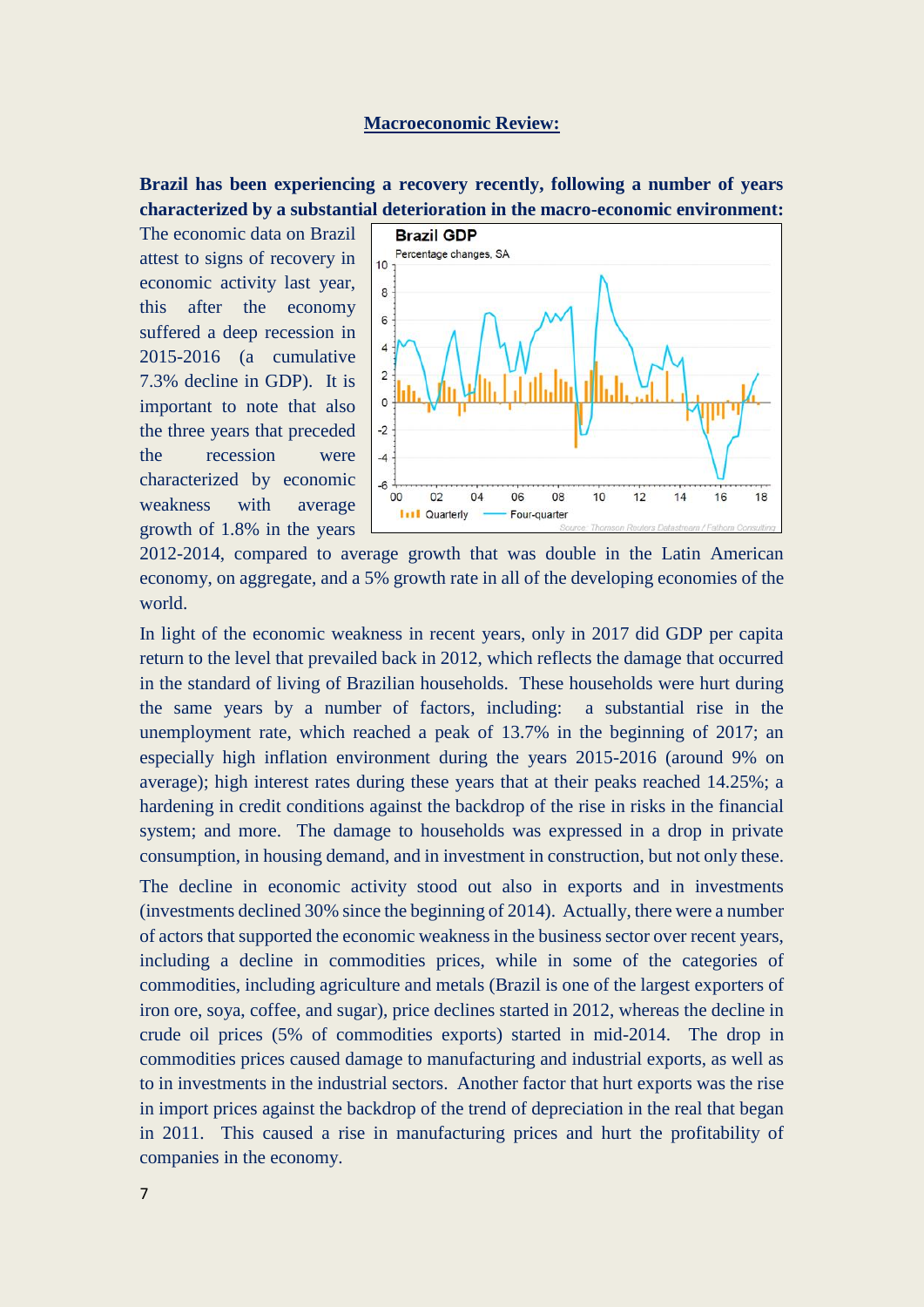## Macroeconomic Review:

**Brazil has been experiencing a recovery recently, following a number of years characterized by a substantial deterioration in the macro-economic environment:**

The economic data on Brazil attest to signs of recovery in economic activity last year, this after the economy suffered a deep recession in 2015-2016 (a cumulative 7.3% decline in GDP). It is important to note that also the three years that preceded the recession were characterized by economic weakness with average growth of 1.8% in the years 2012-2014, compared to average growth that was double in the Latin American economy, on aggregate, and a 5% growth rate in all of the developing economies of the world.

In light of the economic weakness in recent years, only in 2017 did GDP per capita return to the level that prevailed back in 2012, which reflects the damage that occurred in the standard of living of Brazilian households. These households were hurt during the same years by a number of factors, including: a substantial rise in the unemployment rate, which reached a peak of 13.7% in the beginning of 2017; an especially high inflation environment during the years 2015-2016 (around 9% on average); high interest rates during these years that at their peaks reached 14.25%; a hardening in credit conditions against the backdrop of the rise in risks in the financial system; and more. The damage to households was expressed in a drop in private consumption, in housing demand, and in investment in construction, but not only these.

The decline in economic activity stood out also in exports and in investments (investments declined 30% since the beginning of 2014). Actually, there were a number of actors that supported the economic weakness in the business sector over recent years, including a decline in commodities prices, while in some of the categories of commodities, including agriculture and metals (Brazil is one of the largest exporters of iron ore, soya, coffee, and sugar), price declines started in 2012, whereas the decline in crude oil prices (5% of commodities exports) started in mid-2014. The drop in commodities prices caused damage to manufacturing and industrial exports, as well as to in investments in the industrial sectors. Another factor that hurt exports was the rise in import prices against the backdrop of the trend of depreciation in the real that began in 2011. This caused a rise in manufacturing prices and hurt the profitability of companies in the economy.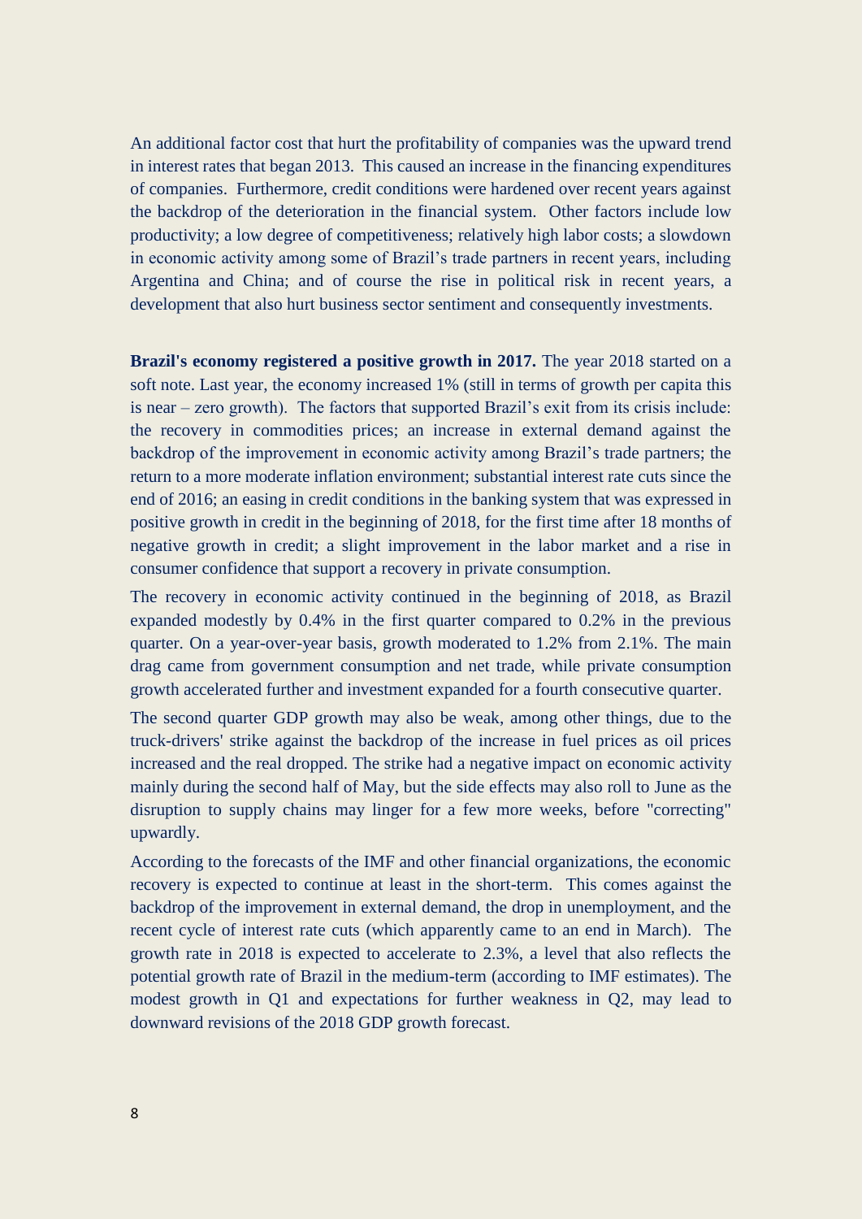An additional factor cost that hurt the profitability of companies was the upward trend in interest rates that began 2013. This caused an increase in the financing expenditures of companies. Furthermore, credit conditions were hardened over recent years against the backdrop of the deterioration in the financial system. Other factors include low productivity; a low degree of competitiveness; relatively high labor costs; a slowdown in economic activity among some of Brazil's trade partners in recent years, including Argentina and China; and of course the rise in political risk in recent years, a development that also hurt business sector sentiment and consequently investments.

**Brazil's economy registered a positive growth in 2017.** The year 2018 started on a soft note. Last year, the economy increased 1% (still in terms of growth per capita this is near – zero growth). The factors that supported Brazil's exit from its crisis include: the recovery in commodities prices; an increase in external demand against the backdrop of the improvement in economic activity among Brazil's trade partners; the return to a more moderate inflation environment; substantial interest rate cuts since the end of 2016; an easing in credit conditions in the banking system that was expressed in positive growth in credit in the beginning of 2018, for the first time after 18 months of negative growth in credit; a slight improvement in the labor market and a rise in consumer confidence that support a recovery in private consumption.

The recovery in economic activity continued in the beginning of 2018, as Brazil expanded modestly by 0.4% in the first quarter compared to 0.2% in the previous quarter. On a year-over-year basis, growth moderated to 1.2% from 2.1%. The main drag came from government consumption and net trade, while private consumption growth accelerated further and investment expanded for a fourth consecutive quarter.

The second quarter GDP growth may also be weak, among other things, due to the truck-drivers' strike against the backdrop of the increase in fuel prices as oil prices increased and the real dropped. The strike had a negative impact on economic activity mainly during the second half of May, but the side effects may also roll to June as the disruption to supply chains may linger for a few more weeks, before "correcting" upwardly.

According to the forecasts of the IMF and other financial organizations, the economic recovery is expected to continue at least in the short-term. This comes against the backdrop of the improvement in external demand, the drop in unemployment, and the recent cycle of interest rate cuts (which apparently came to an end in March). The growth rate in 2018 is expected to accelerate to 2.3%, a level that also reflects the potential growth rate of Brazil in the medium-term (according to IMF estimates). The modest growth in Q1 and expectations for further weakness in Q2, may lead to downward revisions of the 2018 GDP growth forecast.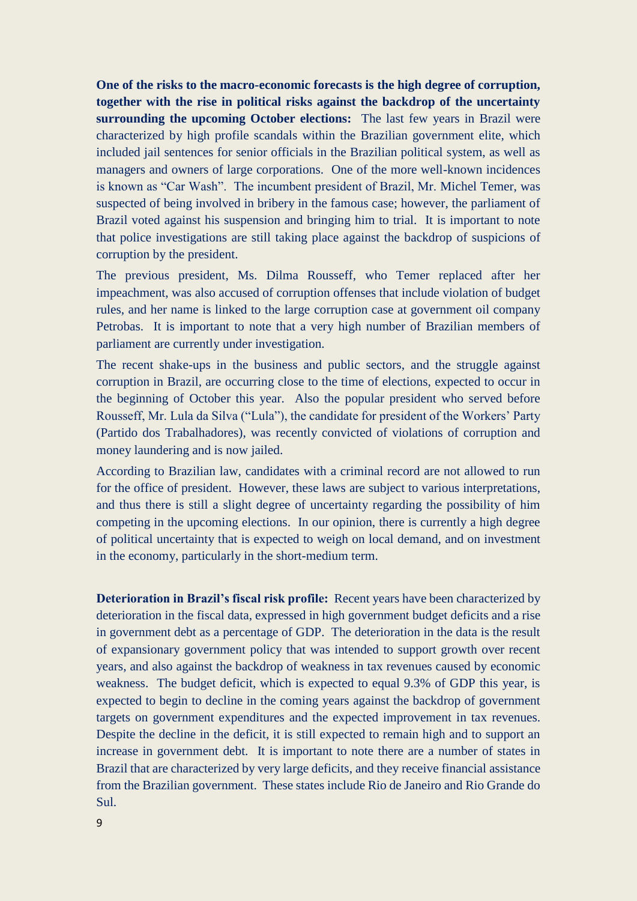**One of the risks to the macro-economic forecasts is the high degree of corruption, together with the rise in political risks against the backdrop of the uncertainty surrounding the upcoming October elections:** The last few years in Brazil were characterized by high profile scandals within the Brazilian government elite, which included jail sentences for senior officials in the Brazilian political system, as well as managers and owners of large corporations. One of the more well-known incidences is known as "Car Wash". The incumbent president of Brazil, Mr. Michel Temer, was suspected of being involved in bribery in the famous case; however, the parliament of Brazil voted against his suspension and bringing him to trial. It is important to note that police investigations are still taking place against the backdrop of suspicions of corruption by the president.

The previous president, Ms. Dilma Rousseff, who Temer replaced after her impeachment, was also accused of corruption offenses that include violation of budget rules, and her name is linked to the large corruption case at government oil company Petrobas. It is important to note that a very high number of Brazilian members of parliament are currently under investigation.

The recent shake-ups in the business and public sectors, and the struggle against corruption in Brazil, are occurring close to the time of elections, expected to occur in the beginning of October this year. Also the popular president who served before Rousseff, Mr. Lula da Silva ("Lula"), the candidate for president of the Workers' Party (Partido dos Trabalhadores), was recently convicted of violations of corruption and money laundering and is now jailed.

According to Brazilian law, candidates with a criminal record are not allowed to run for the office of president. However, these laws are subject to various interpretations, and thus there is still a slight degree of uncertainty regarding the possibility of him competing in the upcoming elections. In our opinion, there is currently a high degree of political uncertainty that is expected to weigh on local demand, and on investment in the economy, particularly in the short-medium term.

**Deterioration in Brazil's fiscal risk profile:** Recent years have been characterized by deterioration in the fiscal data, expressed in high government budget deficits and a rise in government debt as a percentage of GDP. The deterioration in the data is the result of expansionary government policy that was intended to support growth over recent years, and also against the backdrop of weakness in tax revenues caused by economic weakness. The budget deficit, which is expected to equal 9.3% of GDP this year, is expected to begin to decline in the coming years against the backdrop of government targets on government expenditures and the expected improvement in tax revenues. Despite the decline in the deficit, it is still expected to remain high and to support an increase in government debt. It is important to note there are a number of states in Brazil that are characterized by very large deficits, and they receive financial assistance from the Brazilian government. These states include Rio de Janeiro and Rio Grande do Sul.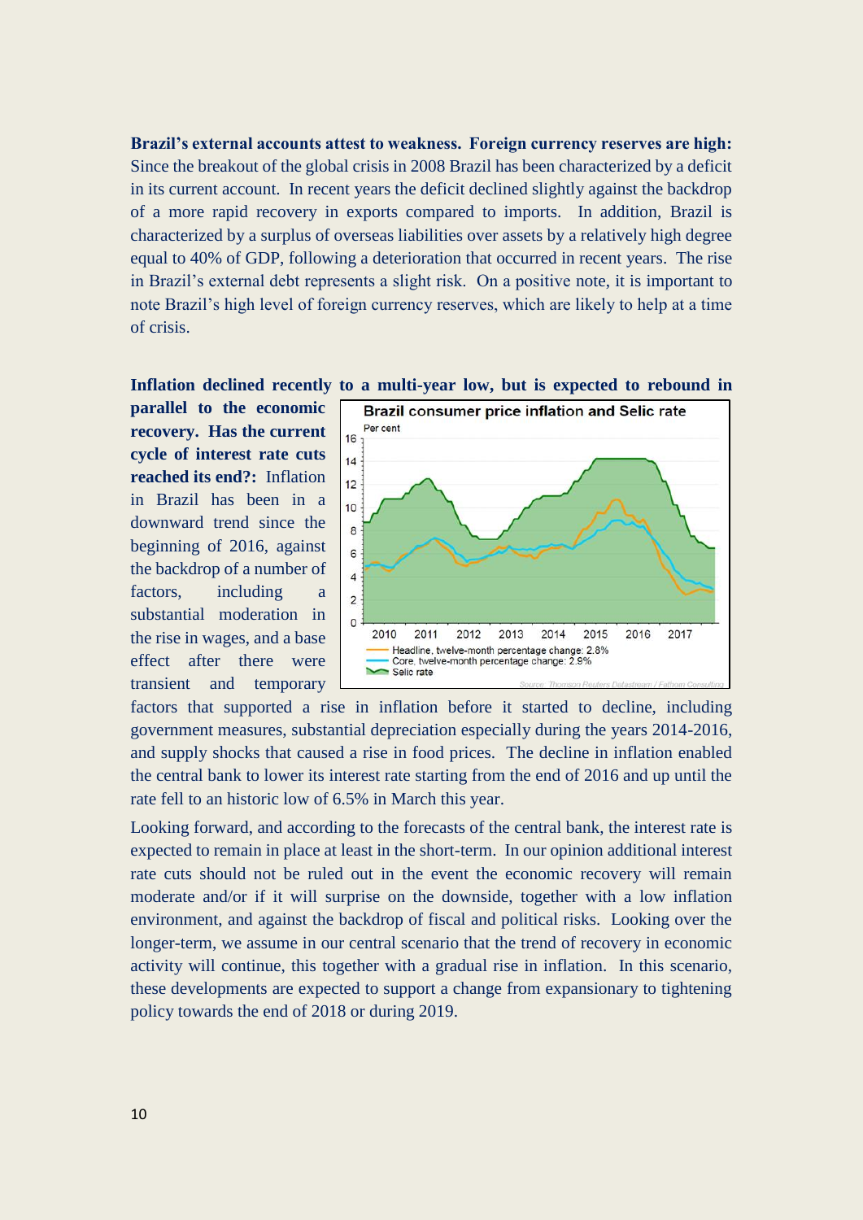**Brazil's external accounts attest to weakness. Foreign currency reserves are high:** Since the breakout of the global crisis in 2008 Brazil has been characterized by a deficit in its current account. In recent years the deficit declined slightly against the backdrop of a more rapid recovery in exports compared to imports. In addition, Brazil is characterized by a surplus of overseas liabilities over assets by a relatively high degree equal to 40% of GDP, following a deterioration that occurred in recent years. The rise in Brazil's external debt represents a slight risk. On a positive note, it is important to note Brazil's high level of foreign currency reserves, which are likely to help at a time of crisis.

**Inflation declined recently to a multi-year low, but is expected to rebound in parallel to the economic recovery. Has the current cycle of interest rate cuts reached its end?:** Inflation in Brazil has been in a downward trend since the beginning of 2016, against the backdrop of a number of factors, including a substantial moderation in the rise in wages, and a base effect after there were transient and temporary factors that supported a rise in inflation before it started to decline, including government measures, substantial depreciation especially during the years 2014-2016, and supply shocks that caused a rise in food prices. The decline in inflation enabled the central bank to lower its interest rate starting from the end of 2016 and up until the rate fell to an historic low of 6.5% in March this year.

**Brazil consumer price inflation and Selic rate**

Per cent

Headline, twelve-month percentage change: 2.8%
Core, twelve-month percentage change: 2.9%
Selic rate

Source: Thomson Reuters Datastream / Fathom Consulting

Looking forward, and according to the forecasts of the central bank, the interest rate is expected to remain in place at least in the short-term. In our opinion additional interest rate cuts should not be ruled out in the event the economic recovery will remain moderate and/or if it will surprise on the downside, together with a low inflation environment, and against the backdrop of fiscal and political risks. Looking over the longer-term, we assume in our central scenario that the trend of recovery in economic activity will continue, this together with a gradual rise in inflation. In this scenario, these developments are expected to support a change from expansionary to tightening policy towards the end of 2018 or during 2019.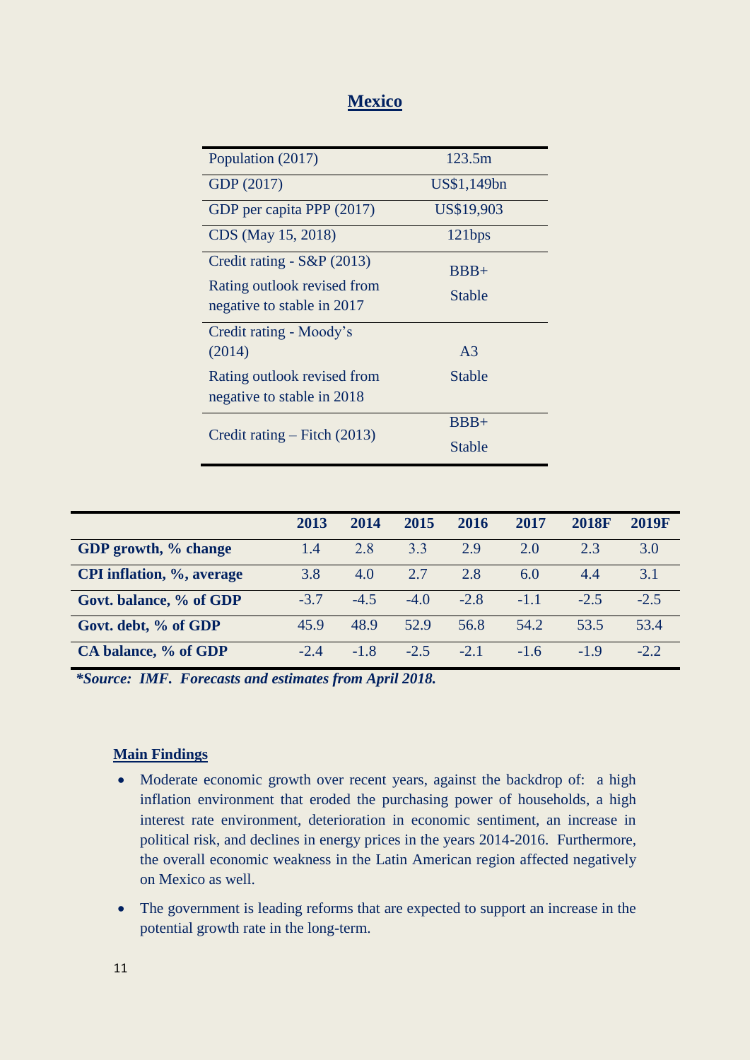# Mexico

| | |
|---|---|
| Population (2017) | 123.5m |
| GDP (2017) | US$1,149bn |
| GDP per capita PPP (2017) | US$19,903 |
| CDS (May 15, 2018) | 121bps |
| Credit rating - S&P (2013)<br>Rating outlook revised from negative to stable in 2017 | BBB+<br>Stable |
| Credit rating - Moody's (2014)<br>Rating outlook revised from negative to stable in 2018 | A3<br>Stable |
| Credit rating – Fitch (2013) | BBB+<br>Stable |

| | 2013 | 2014 | 2015 | 2016 | 2017 | 2018F | 2019F |
|---|---|---|---|---|---|---|---|
| **GDP growth, % change** | 1.4 | 2.8 | 3.3 | 2.9 | 2.0 | 2.3 | 3.0 |
| **CPI inflation, %, average** | 3.8 | 4.0 | 2.7 | 2.8 | 6.0 | 4.4 | 3.1 |
| **Govt. balance, % of GDP** | -3.7 | -4.5 | -4.0 | -2.8 | -1.1 | -2.5 | -2.5 |
| **Govt. debt, % of GDP** | 45.9 | 48.9 | 52.9 | 56.8 | 54.2 | 53.5 | 53.4 |
| **CA balance, % of GDP** | -2.4 | -1.8 | -2.5 | -2.1 | -1.6 | -1.9 | -2.2 |

***Source: IMF. Forecasts and estimates from April 2018.***

## Main Findings

- Moderate economic growth over recent years, against the backdrop of: a high inflation environment that eroded the purchasing power of households, a high interest rate environment, deterioration in economic sentiment, an increase in political risk, and declines in energy prices in the years 2014-2016. Furthermore, the overall economic weakness in the Latin American region affected negatively on Mexico as well.
- The government is leading reforms that are expected to support an increase in the potential growth rate in the long-term.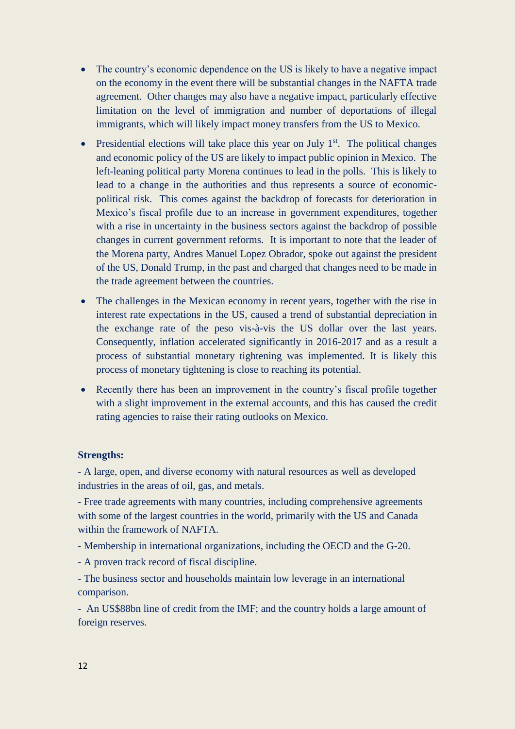- The country's economic dependence on the US is likely to have a negative impact on the economy in the event there will be substantial changes in the NAFTA trade agreement. Other changes may also have a negative impact, particularly effective limitation on the level of immigration and number of deportations of illegal immigrants, which will likely impact money transfers from the US to Mexico.
- Presidential elections will take place this year on July 1st. The political changes and economic policy of the US are likely to impact public opinion in Mexico. The left-leaning political party Morena continues to lead in the polls. This is likely to lead to a change in the authorities and thus represents a source of economic-political risk. This comes against the backdrop of forecasts for deterioration in Mexico's fiscal profile due to an increase in government expenditures, together with a rise in uncertainty in the business sectors against the backdrop of possible changes in current government reforms. It is important to note that the leader of the Morena party, Andres Manuel Lopez Obrador, spoke out against the president of the US, Donald Trump, in the past and charged that changes need to be made in the trade agreement between the countries.
- The challenges in the Mexican economy in recent years, together with the rise in interest rate expectations in the US, caused a trend of substantial depreciation in the exchange rate of the peso vis-à-vis the US dollar over the last years. Consequently, inflation accelerated significantly in 2016-2017 and as a result a process of substantial monetary tightening was implemented. It is likely this process of monetary tightening is close to reaching its potential.
- Recently there has been an improvement in the country's fiscal profile together with a slight improvement in the external accounts, and this has caused the credit rating agencies to raise their rating outlooks on Mexico.

**Strengths:**

- A large, open, and diverse economy with natural resources as well as developed industries in the areas of oil, gas, and metals.

- Free trade agreements with many countries, including comprehensive agreements with some of the largest countries in the world, primarily with the US and Canada within the framework of NAFTA.

- Membership in international organizations, including the OECD and the G-20.

- A proven track record of fiscal discipline.

- The business sector and households maintain low leverage in an international comparison.

- An US$88bn line of credit from the IMF; and the country holds a large amount of foreign reserves.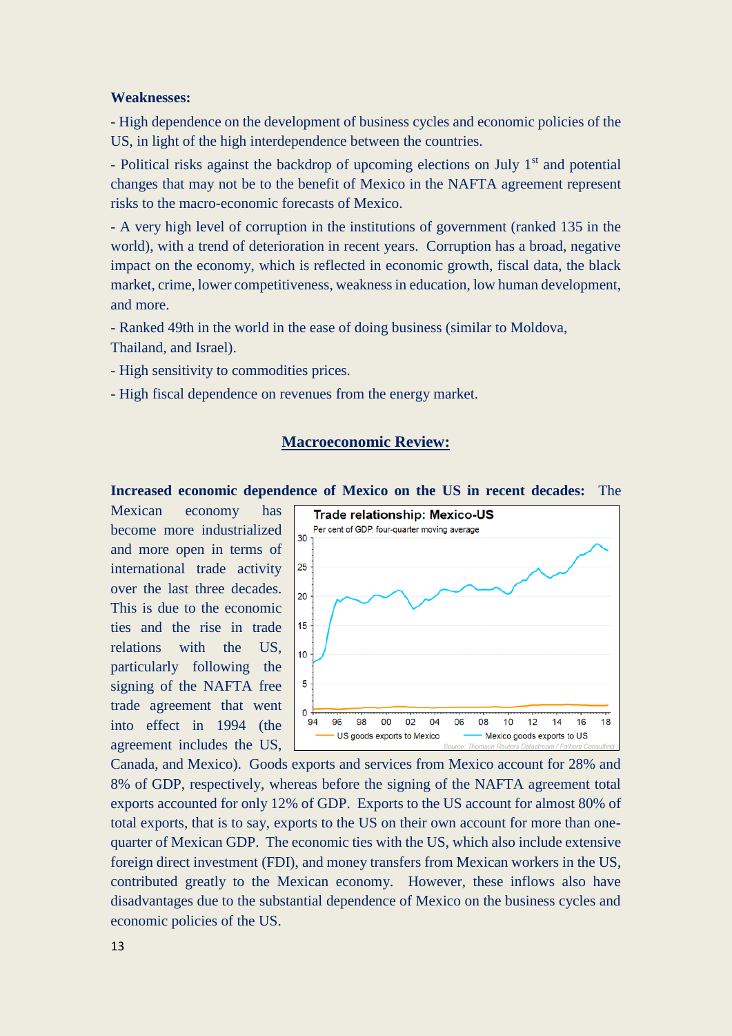**Weaknesses:**

- High dependence on the development of business cycles and economic policies of the US, in light of the high interdependence between the countries.
- Political risks against the backdrop of upcoming elections on July 1st and potential changes that may not be to the benefit of Mexico in the NAFTA agreement represent risks to the macro-economic forecasts of Mexico.
- A very high level of corruption in the institutions of government (ranked 135 in the world), with a trend of deterioration in recent years. Corruption has a broad, negative impact on the economy, which is reflected in economic growth, fiscal data, the black market, crime, lower competitiveness, weakness in education, low human development, and more.
- Ranked 49th in the world in the ease of doing business (similar to Moldova, Thailand, and Israel).
- High sensitivity to commodities prices.
- High fiscal dependence on revenues from the energy market.

## Macroeconomic Review:

**Increased economic dependence of Mexico on the US in recent decades:** The Mexican economy has become more industrialized and more open in terms of international trade activity over the last three decades. This is due to the economic ties and the rise in trade relations with the US, particularly following the signing of the NAFTA free trade agreement that went into effect in 1994 (the agreement includes the US, Canada, and Mexico). Goods exports and services from Mexico account for 28% and 8% of GDP, respectively, whereas before the signing of the NAFTA agreement total exports accounted for only 12% of GDP. Exports to the US account for almost 80% of total exports, that is to say, exports to the US on their own account for more than one-quarter of Mexican GDP. The economic ties with the US, which also include extensive foreign direct investment (FDI), and money transfers from Mexican workers in the US, contributed greatly to the Mexican economy. However, these inflows also have disadvantages due to the substantial dependence of Mexico on the business cycles and economic policies of the US.

**Trade relationship: Mexico-US**
Per cent of GDP, four-quarter moving average
Legend: US goods exports to Mexico; Mexico goods exports to US
Source: Thomson Reuters Datastream / Fathom Consulting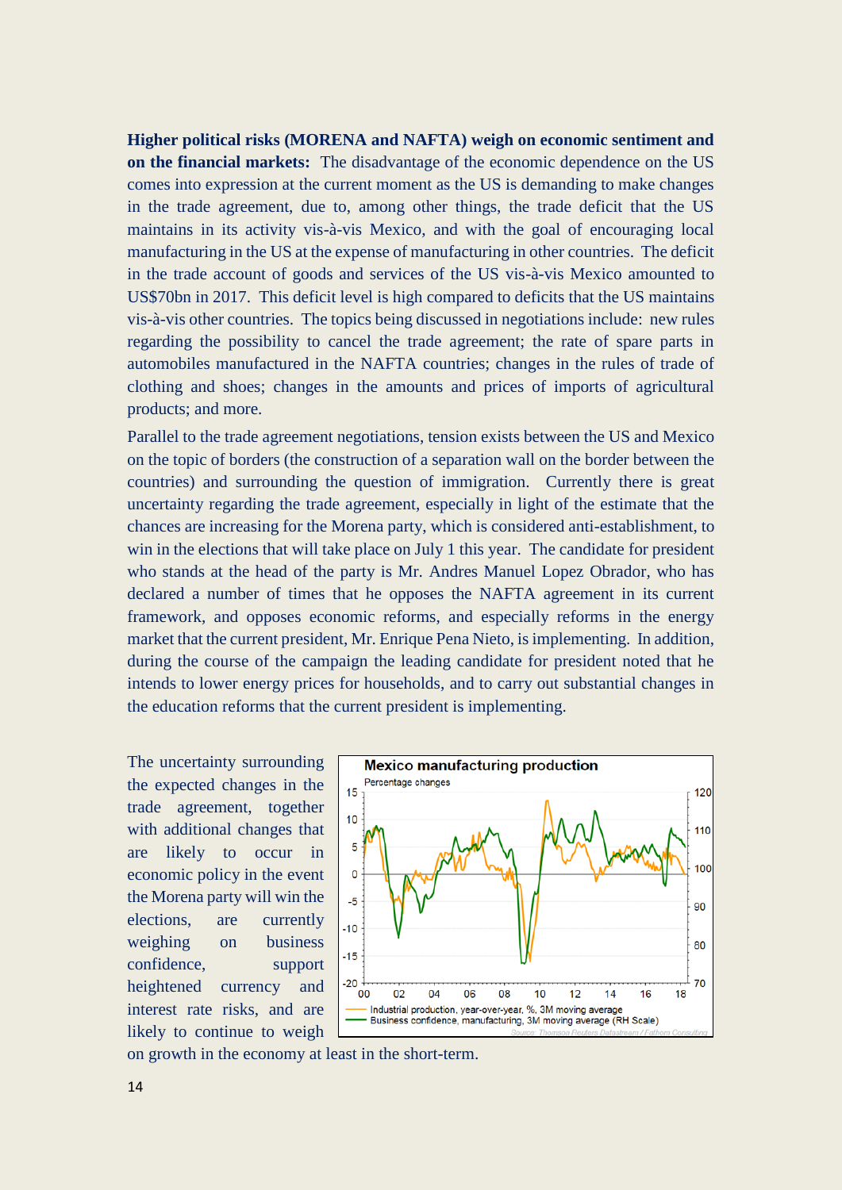**Higher political risks (MORENA and NAFTA) weigh on economic sentiment and on the financial markets:** The disadvantage of the economic dependence on the US comes into expression at the current moment as the US is demanding to make changes in the trade agreement, due to, among other things, the trade deficit that the US maintains in its activity vis-à-vis Mexico, and with the goal of encouraging local manufacturing in the US at the expense of manufacturing in other countries. The deficit in the trade account of goods and services of the US vis-à-vis Mexico amounted to US$70bn in 2017. This deficit level is high compared to deficits that the US maintains vis-à-vis other countries. The topics being discussed in negotiations include: new rules regarding the possibility to cancel the trade agreement; the rate of spare parts in automobiles manufactured in the NAFTA countries; changes in the rules of trade of clothing and shoes; changes in the amounts and prices of imports of agricultural products; and more.

Parallel to the trade agreement negotiations, tension exists between the US and Mexico on the topic of borders (the construction of a separation wall on the border between the countries) and surrounding the question of immigration. Currently there is great uncertainty regarding the trade agreement, especially in light of the estimate that the chances are increasing for the Morena party, which is considered anti-establishment, to win in the elections that will take place on July 1 this year. The candidate for president who stands at the head of the party is Mr. Andres Manuel Lopez Obrador, who has declared a number of times that he opposes the NAFTA agreement in its current framework, and opposes economic reforms, and especially reforms in the energy market that the current president, Mr. Enrique Pena Nieto, is implementing. In addition, during the course of the campaign the leading candidate for president noted that he intends to lower energy prices for households, and to carry out substantial changes in the education reforms that the current president is implementing.

**Mexico manufacturing production**

Percentage changes

Industrial production, year-over-year, %, 3M moving average

Business confidence, manufacturing, 3M moving average (RH Scale)

Source: Thomson Reuters Datastream / Fathom Consulting

The uncertainty surrounding the expected changes in the trade agreement, together with additional changes that are likely to occur in economic policy in the event the Morena party will win the elections, are currently weighing on business confidence, support heightened currency and interest rate risks, and are likely to continue to weigh on growth in the economy at least in the short-term.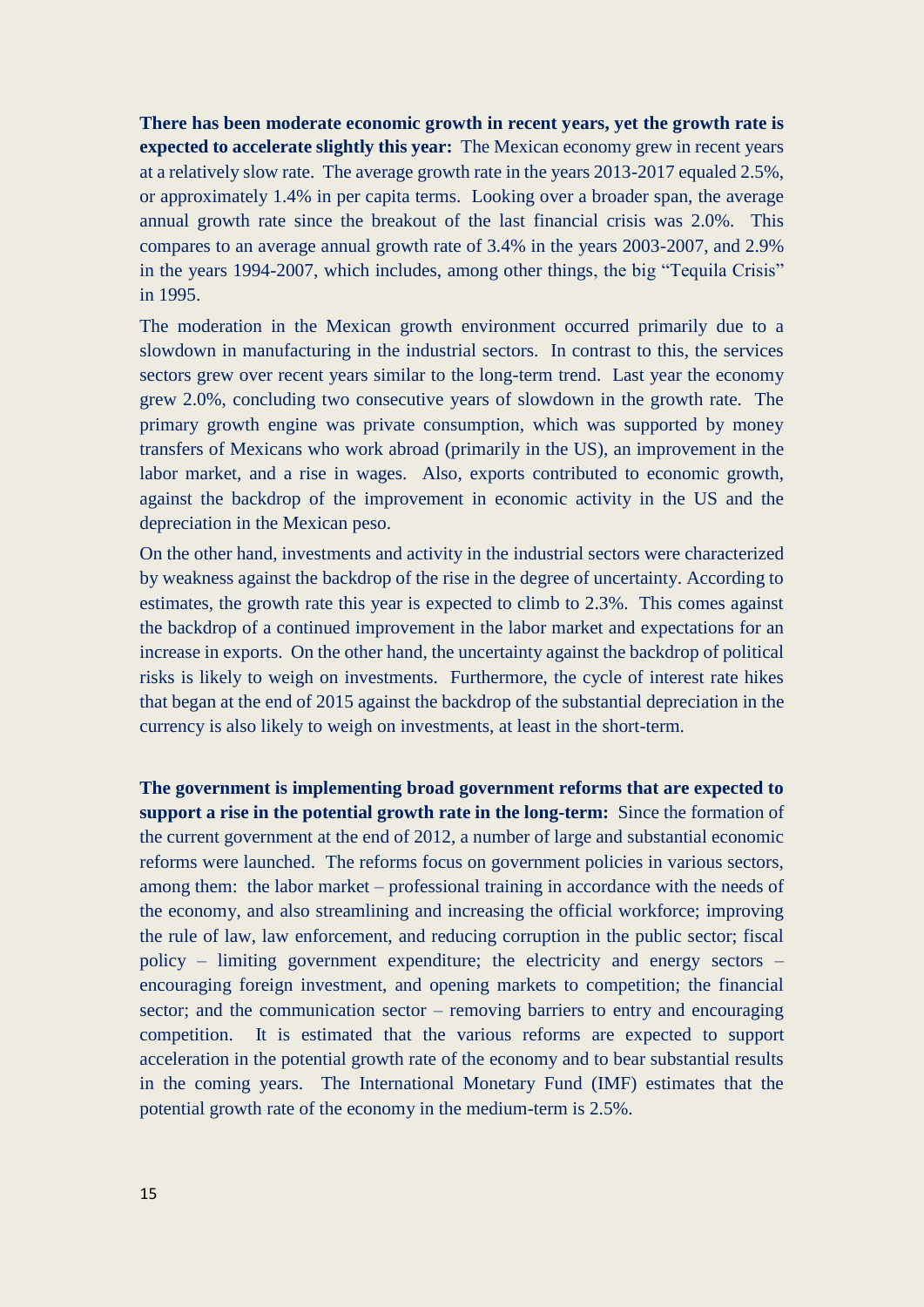**There has been moderate economic growth in recent years, yet the growth rate is expected to accelerate slightly this year:** The Mexican economy grew in recent years at a relatively slow rate. The average growth rate in the years 2013-2017 equaled 2.5%, or approximately 1.4% in per capita terms. Looking over a broader span, the average annual growth rate since the breakout of the last financial crisis was 2.0%. This compares to an average annual growth rate of 3.4% in the years 2003-2007, and 2.9% in the years 1994-2007, which includes, among other things, the big "Tequila Crisis" in 1995.

The moderation in the Mexican growth environment occurred primarily due to a slowdown in manufacturing in the industrial sectors. In contrast to this, the services sectors grew over recent years similar to the long-term trend. Last year the economy grew 2.0%, concluding two consecutive years of slowdown in the growth rate. The primary growth engine was private consumption, which was supported by money transfers of Mexicans who work abroad (primarily in the US), an improvement in the labor market, and a rise in wages. Also, exports contributed to economic growth, against the backdrop of the improvement in economic activity in the US and the depreciation in the Mexican peso.

On the other hand, investments and activity in the industrial sectors were characterized by weakness against the backdrop of the rise in the degree of uncertainty. According to estimates, the growth rate this year is expected to climb to 2.3%. This comes against the backdrop of a continued improvement in the labor market and expectations for an increase in exports. On the other hand, the uncertainty against the backdrop of political risks is likely to weigh on investments. Furthermore, the cycle of interest rate hikes that began at the end of 2015 against the backdrop of the substantial depreciation in the currency is also likely to weigh on investments, at least in the short-term.

**The government is implementing broad government reforms that are expected to support a rise in the potential growth rate in the long-term:** Since the formation of the current government at the end of 2012, a number of large and substantial economic reforms were launched. The reforms focus on government policies in various sectors, among them: the labor market – professional training in accordance with the needs of the economy, and also streamlining and increasing the official workforce; improving the rule of law, law enforcement, and reducing corruption in the public sector; fiscal policy – limiting government expenditure; the electricity and energy sectors – encouraging foreign investment, and opening markets to competition; the financial sector; and the communication sector – removing barriers to entry and encouraging competition. It is estimated that the various reforms are expected to support acceleration in the potential growth rate of the economy and to bear substantial results in the coming years. The International Monetary Fund (IMF) estimates that the potential growth rate of the economy in the medium-term is 2.5%.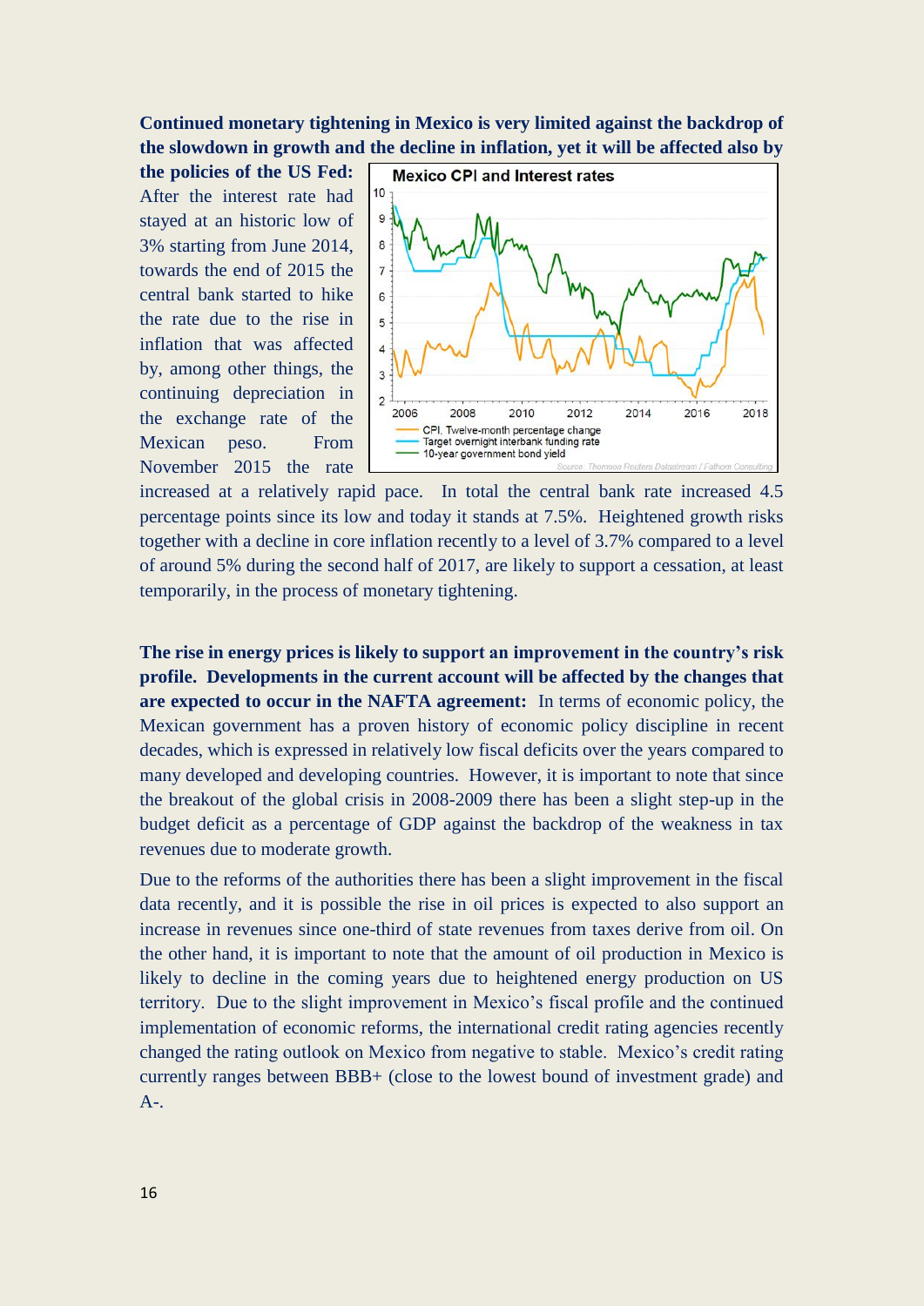**Continued monetary tightening in Mexico is very limited against the backdrop of the slowdown in growth and the decline in inflation, yet it will be affected also by the policies of the US Fed:** After the interest rate had stayed at an historic low of 3% starting from June 2014, towards the end of 2015 the central bank started to hike the rate due to the rise in inflation that was affected by, among other things, the continuing depreciation in the exchange rate of the Mexican peso. From November 2015 the rate increased at a relatively rapid pace. In total the central bank rate increased 4.5 percentage points since its low and today it stands at 7.5%. Heightened growth risks together with a decline in core inflation recently to a level of 3.7% compared to a level of around 5% during the second half of 2017, are likely to support a cessation, at least temporarily, in the process of monetary tightening.

**The rise in energy prices is likely to support an improvement in the country's risk profile. Developments in the current account will be affected by the changes that are expected to occur in the NAFTA agreement:** In terms of economic policy, the Mexican government has a proven history of economic policy discipline in recent decades, which is expressed in relatively low fiscal deficits over the years compared to many developed and developing countries. However, it is important to note that since the breakout of the global crisis in 2008-2009 there has been a slight step-up in the budget deficit as a percentage of GDP against the backdrop of the weakness in tax revenues due to moderate growth.

Due to the reforms of the authorities there has been a slight improvement in the fiscal data recently, and it is possible the rise in oil prices is expected to also support an increase in revenues since one-third of state revenues from taxes derive from oil. On the other hand, it is important to note that the amount of oil production in Mexico is likely to decline in the coming years due to heightened energy production on US territory. Due to the slight improvement in Mexico's fiscal profile and the continued implementation of economic reforms, the international credit rating agencies recently changed the rating outlook on Mexico from negative to stable. Mexico's credit rating currently ranges between BBB+ (close to the lowest bound of investment grade) and A-.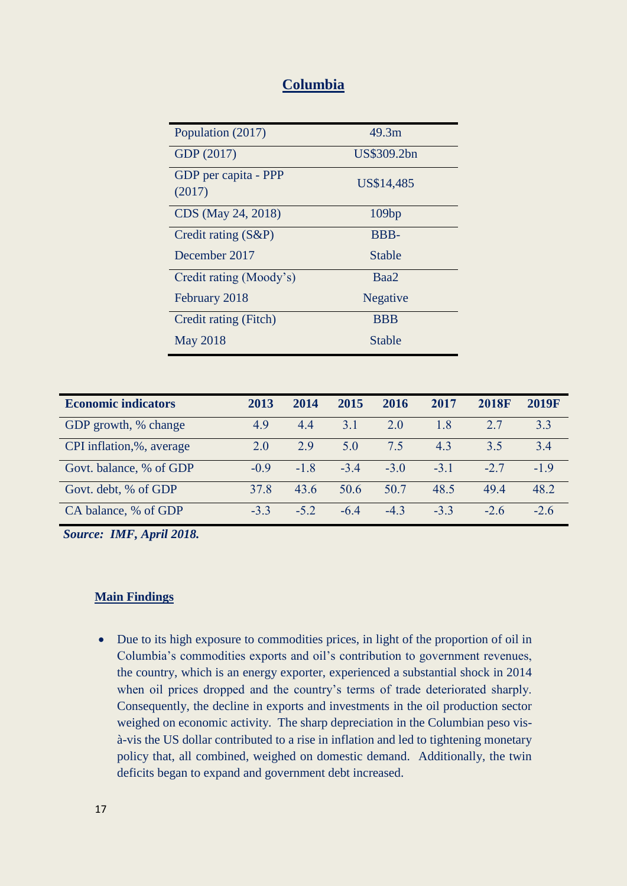# **Columbia**

| Population (2017) | 49.3m |
|---|---|
| GDP (2017) | US$309.2bn |
| GDP per capita - PPP (2017) | US$14,485 |
| CDS (May 24, 2018) | 109bp |
| Credit rating (S&P)<br>December 2017 | BBB-<br>Stable |
| Credit rating (Moody's)<br>February 2018 | Baa2<br>Negative |
| Credit rating (Fitch)<br>May 2018 | BBB<br>Stable |

| **Economic indicators** | **2013** | **2014** | **2015** | **2016** | **2017** | **2018F** | **2019F** |
|---|---|---|---|---|---|---|---|
| GDP growth, % change | 4.9 | 4.4 | 3.1 | 2.0 | 1.8 | 2.7 | 3.3 |
| CPI inflation,%, average | 2.0 | 2.9 | 5.0 | 7.5 | 4.3 | 3.5 | 3.4 |
| Govt. balance, % of GDP | -0.9 | -1.8 | -3.4 | -3.0 | -3.1 | -2.7 | -1.9 |
| Govt. debt, % of GDP | 37.8 | 43.6 | 50.6 | 50.7 | 48.5 | 49.4 | 48.2 |
| CA balance, % of GDP | -3.3 | -5.2 | -6.4 | -4.3 | -3.3 | -2.6 | -2.6 |

***Source: IMF, April 2018.***

## **Main Findings**

- Due to its high exposure to commodities prices, in light of the proportion of oil in Columbia's commodities exports and oil's contribution to government revenues, the country, which is an energy exporter, experienced a substantial shock in 2014 when oil prices dropped and the country's terms of trade deteriorated sharply. Consequently, the decline in exports and investments in the oil production sector weighed on economic activity. The sharp depreciation in the Columbian peso vis-à-vis the US dollar contributed to a rise in inflation and led to tightening monetary policy that, all combined, weighed on domestic demand. Additionally, the twin deficits began to expand and government debt increased.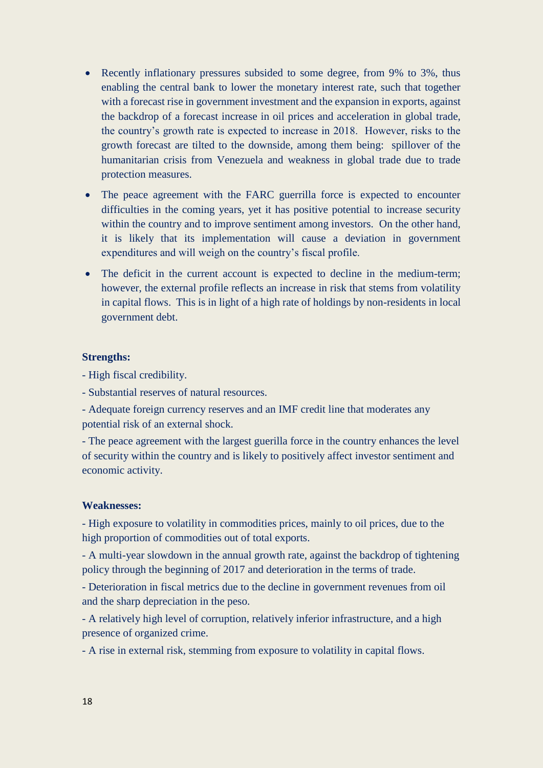- Recently inflationary pressures subsided to some degree, from 9% to 3%, thus enabling the central bank to lower the monetary interest rate, such that together with a forecast rise in government investment and the expansion in exports, against the backdrop of a forecast increase in oil prices and acceleration in global trade, the country's growth rate is expected to increase in 2018. However, risks to the growth forecast are tilted to the downside, among them being: spillover of the humanitarian crisis from Venezuela and weakness in global trade due to trade protection measures.
- The peace agreement with the FARC guerrilla force is expected to encounter difficulties in the coming years, yet it has positive potential to increase security within the country and to improve sentiment among investors. On the other hand, it is likely that its implementation will cause a deviation in government expenditures and will weigh on the country's fiscal profile.
- The deficit in the current account is expected to decline in the medium-term; however, the external profile reflects an increase in risk that stems from volatility in capital flows. This is in light of a high rate of holdings by non-residents in local government debt.

**Strengths:**

- High fiscal credibility.

- Substantial reserves of natural resources.

- Adequate foreign currency reserves and an IMF credit line that moderates any potential risk of an external shock.

- The peace agreement with the largest guerilla force in the country enhances the level of security within the country and is likely to positively affect investor sentiment and economic activity.

**Weaknesses:**

- High exposure to volatility in commodities prices, mainly to oil prices, due to the high proportion of commodities out of total exports.

- A multi-year slowdown in the annual growth rate, against the backdrop of tightening policy through the beginning of 2017 and deterioration in the terms of trade.

- Deterioration in fiscal metrics due to the decline in government revenues from oil and the sharp depreciation in the peso.

- A relatively high level of corruption, relatively inferior infrastructure, and a high presence of organized crime.

- A rise in external risk, stemming from exposure to volatility in capital flows.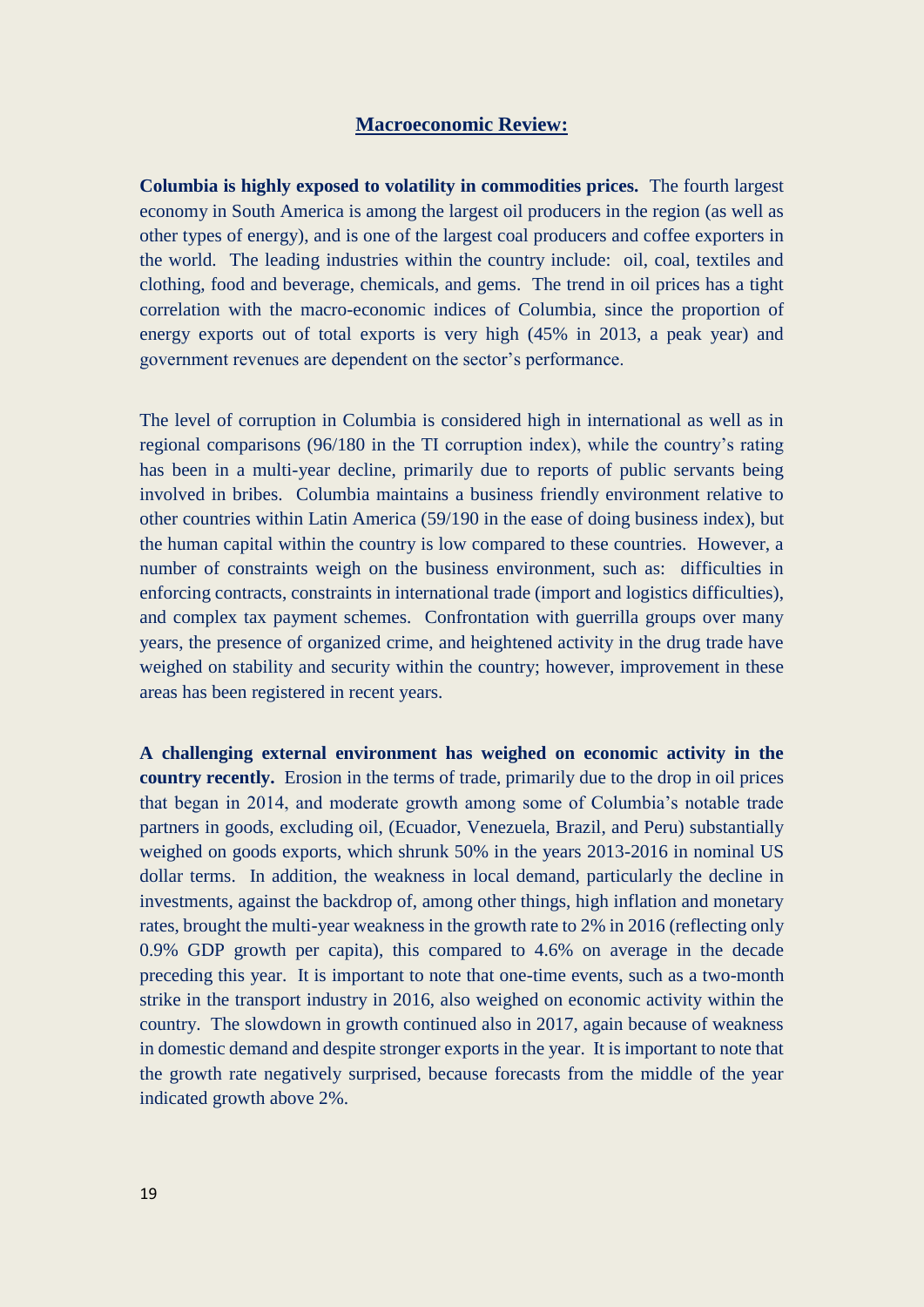## Macroeconomic Review:

**Columbia is highly exposed to volatility in commodities prices.** The fourth largest economy in South America is among the largest oil producers in the region (as well as other types of energy), and is one of the largest coal producers and coffee exporters in the world. The leading industries within the country include: oil, coal, textiles and clothing, food and beverage, chemicals, and gems. The trend in oil prices has a tight correlation with the macro-economic indices of Columbia, since the proportion of energy exports out of total exports is very high (45% in 2013, a peak year) and government revenues are dependent on the sector's performance.

The level of corruption in Columbia is considered high in international as well as in regional comparisons (96/180 in the TI corruption index), while the country's rating has been in a multi-year decline, primarily due to reports of public servants being involved in bribes. Columbia maintains a business friendly environment relative to other countries within Latin America (59/190 in the ease of doing business index), but the human capital within the country is low compared to these countries. However, a number of constraints weigh on the business environment, such as: difficulties in enforcing contracts, constraints in international trade (import and logistics difficulties), and complex tax payment schemes. Confrontation with guerrilla groups over many years, the presence of organized crime, and heightened activity in the drug trade have weighed on stability and security within the country; however, improvement in these areas has been registered in recent years.

**A challenging external environment has weighed on economic activity in the country recently.** Erosion in the terms of trade, primarily due to the drop in oil prices that began in 2014, and moderate growth among some of Columbia's notable trade partners in goods, excluding oil, (Ecuador, Venezuela, Brazil, and Peru) substantially weighed on goods exports, which shrunk 50% in the years 2013-2016 in nominal US dollar terms. In addition, the weakness in local demand, particularly the decline in investments, against the backdrop of, among other things, high inflation and monetary rates, brought the multi-year weakness in the growth rate to 2% in 2016 (reflecting only 0.9% GDP growth per capita), this compared to 4.6% on average in the decade preceding this year. It is important to note that one-time events, such as a two-month strike in the transport industry in 2016, also weighed on economic activity within the country. The slowdown in growth continued also in 2017, again because of weakness in domestic demand and despite stronger exports in the year. It is important to note that the growth rate negatively surprised, because forecasts from the middle of the year indicated growth above 2%.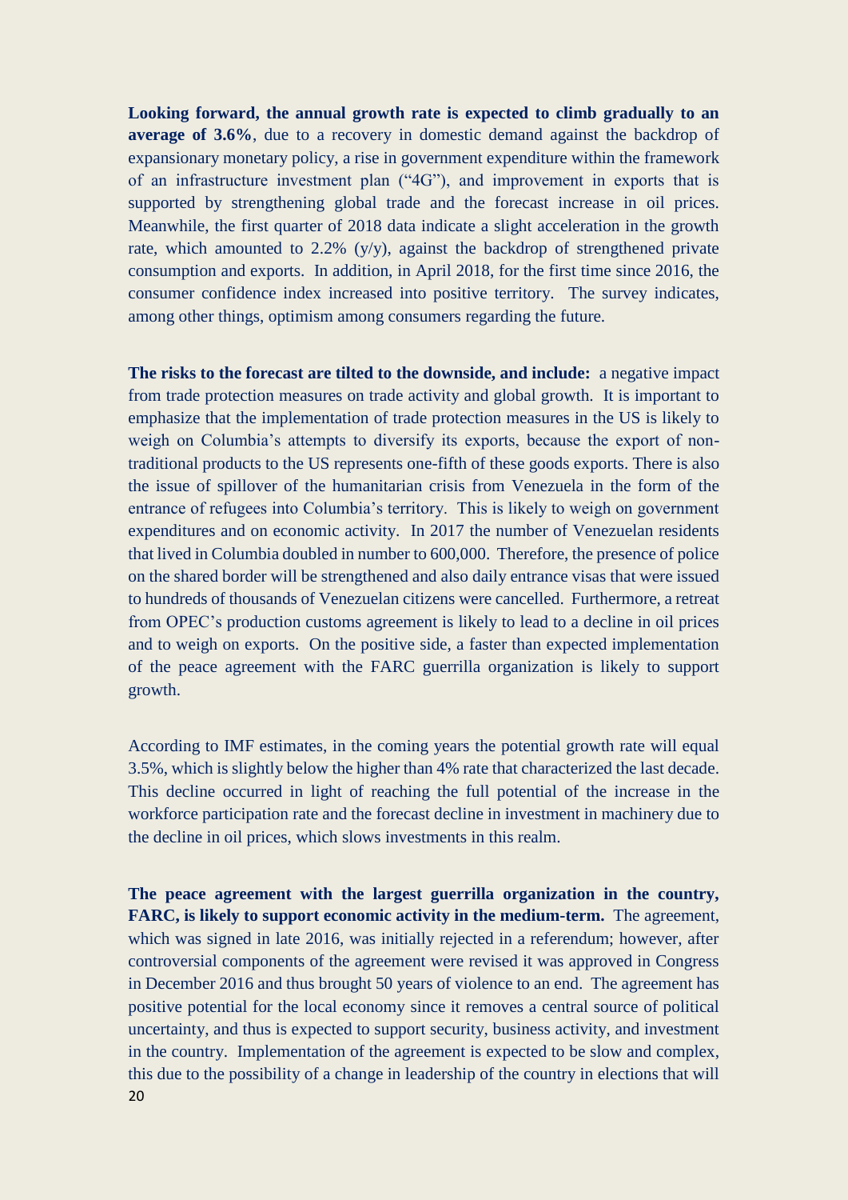**Looking forward, the annual growth rate is expected to climb gradually to an average of 3.6%**, due to a recovery in domestic demand against the backdrop of expansionary monetary policy, a rise in government expenditure within the framework of an infrastructure investment plan ("4G"), and improvement in exports that is supported by strengthening global trade and the forecast increase in oil prices. Meanwhile, the first quarter of 2018 data indicate a slight acceleration in the growth rate, which amounted to 2.2% (y/y), against the backdrop of strengthened private consumption and exports. In addition, in April 2018, for the first time since 2016, the consumer confidence index increased into positive territory. The survey indicates, among other things, optimism among consumers regarding the future.

**The risks to the forecast are tilted to the downside, and include:** a negative impact from trade protection measures on trade activity and global growth. It is important to emphasize that the implementation of trade protection measures in the US is likely to weigh on Columbia's attempts to diversify its exports, because the export of non-traditional products to the US represents one-fifth of these goods exports. There is also the issue of spillover of the humanitarian crisis from Venezuela in the form of the entrance of refugees into Columbia's territory. This is likely to weigh on government expenditures and on economic activity. In 2017 the number of Venezuelan residents that lived in Columbia doubled in number to 600,000. Therefore, the presence of police on the shared border will be strengthened and also daily entrance visas that were issued to hundreds of thousands of Venezuelan citizens were cancelled. Furthermore, a retreat from OPEC's production customs agreement is likely to lead to a decline in oil prices and to weigh on exports. On the positive side, a faster than expected implementation of the peace agreement with the FARC guerrilla organization is likely to support growth.

According to IMF estimates, in the coming years the potential growth rate will equal 3.5%, which is slightly below the higher than 4% rate that characterized the last decade. This decline occurred in light of reaching the full potential of the increase in the workforce participation rate and the forecast decline in investment in machinery due to the decline in oil prices, which slows investments in this realm.

**The peace agreement with the largest guerrilla organization in the country, FARC, is likely to support economic activity in the medium-term.** The agreement, which was signed in late 2016, was initially rejected in a referendum; however, after controversial components of the agreement were revised it was approved in Congress in December 2016 and thus brought 50 years of violence to an end. The agreement has positive potential for the local economy since it removes a central source of political uncertainty, and thus is expected to support security, business activity, and investment in the country. Implementation of the agreement is expected to be slow and complex, this due to the possibility of a change in leadership of the country in elections that will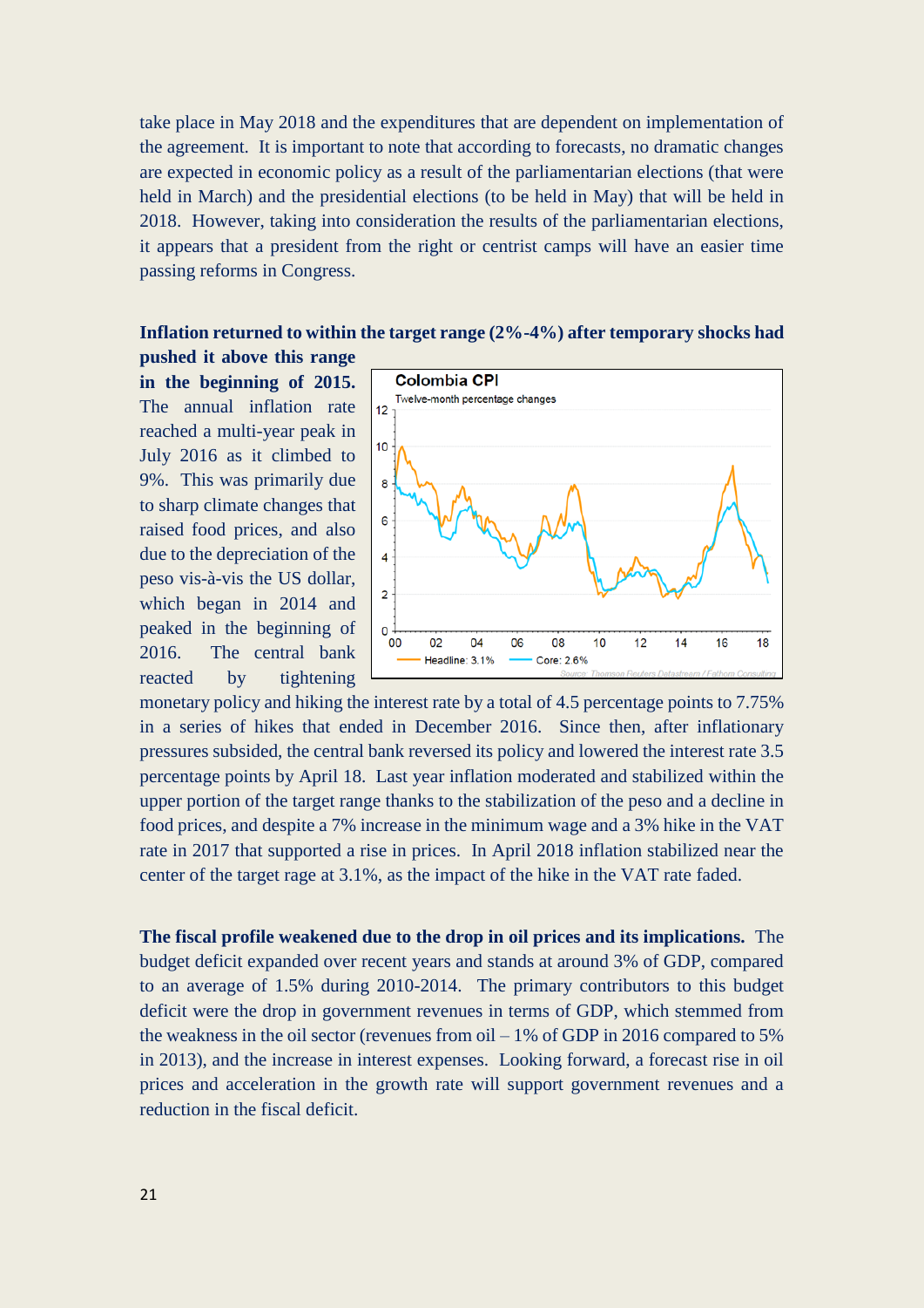take place in May 2018 and the expenditures that are dependent on implementation of the agreement. It is important to note that according to forecasts, no dramatic changes are expected in economic policy as a result of the parliamentarian elections (that were held in March) and the presidential elections (to be held in May) that will be held in 2018. However, taking into consideration the results of the parliamentarian elections, it appears that a president from the right or centrist camps will have an easier time passing reforms in Congress.

**Inflation returned to within the target range (2%-4%) after temporary shocks had pushed it above this range in the beginning of 2015.** The annual inflation rate reached a multi-year peak in July 2016 as it climbed to 9%. This was primarily due to sharp climate changes that raised food prices, and also due to the depreciation of the peso vis-à-vis the US dollar, which began in 2014 and peaked in the beginning of 2016. The central bank reacted by tightening monetary policy and hiking the interest rate by a total of 4.5 percentage points to 7.75% in a series of hikes that ended in December 2016. Since then, after inflationary pressures subsided, the central bank reversed its policy and lowered the interest rate 3.5 percentage points by April 18. Last year inflation moderated and stabilized within the upper portion of the target range thanks to the stabilization of the peso and a decline in food prices, and despite a 7% increase in the minimum wage and a 3% hike in the VAT rate in 2017 that supported a rise in prices. In April 2018 inflation stabilized near the center of the target rage at 3.1%, as the impact of the hike in the VAT rate faded.

**Colombia CPI**
Twelve-month percentage changes

Headline: 3.1% — Core: 2.6%

Source: Thomson Reuters Datastream / Fathom Consulting

**The fiscal profile weakened due to the drop in oil prices and its implications.** The budget deficit expanded over recent years and stands at around 3% of GDP, compared to an average of 1.5% during 2010-2014. The primary contributors to this budget deficit were the drop in government revenues in terms of GDP, which stemmed from the weakness in the oil sector (revenues from oil – 1% of GDP in 2016 compared to 5% in 2013), and the increase in interest expenses. Looking forward, a forecast rise in oil prices and acceleration in the growth rate will support government revenues and a reduction in the fiscal deficit.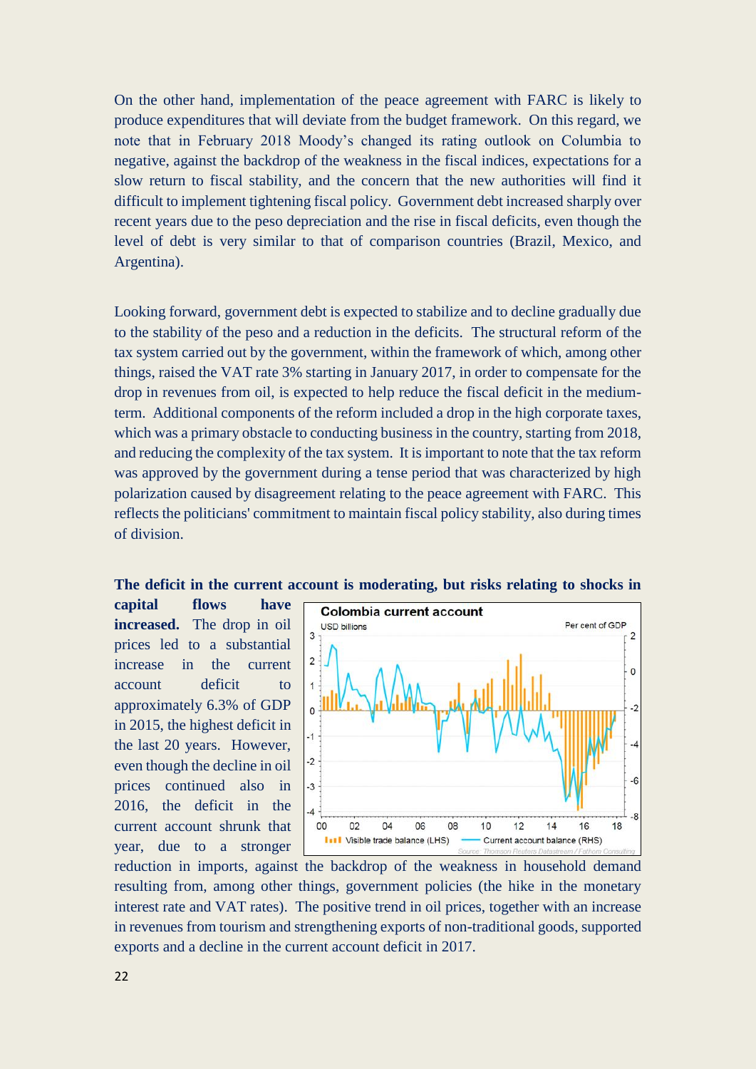On the other hand, implementation of the peace agreement with FARC is likely to produce expenditures that will deviate from the budget framework. On this regard, we note that in February 2018 Moody's changed its rating outlook on Columbia to negative, against the backdrop of the weakness in the fiscal indices, expectations for a slow return to fiscal stability, and the concern that the new authorities will find it difficult to implement tightening fiscal policy. Government debt increased sharply over recent years due to the peso depreciation and the rise in fiscal deficits, even though the level of debt is very similar to that of comparison countries (Brazil, Mexico, and Argentina).

Looking forward, government debt is expected to stabilize and to decline gradually due to the stability of the peso and a reduction in the deficits. The structural reform of the tax system carried out by the government, within the framework of which, among other things, raised the VAT rate 3% starting in January 2017, in order to compensate for the drop in revenues from oil, is expected to help reduce the fiscal deficit in the medium-term. Additional components of the reform included a drop in the high corporate taxes, which was a primary obstacle to conducting business in the country, starting from 2018, and reducing the complexity of the tax system. It is important to note that the tax reform was approved by the government during a tense period that was characterized by high polarization caused by disagreement relating to the peace agreement with FARC. This reflects the politicians' commitment to maintain fiscal policy stability, also during times of division.

**The deficit in the current account is moderating, but risks relating to shocks in capital flows have increased.** The drop in oil prices led to a substantial increase in the current account deficit to approximately 6.3% of GDP in 2015, the highest deficit in the last 20 years. However, even though the decline in oil prices continued also in 2016, the deficit in the current account shrunk that year, due to a stronger reduction in imports, against the backdrop of the weakness in household demand resulting from, among other things, government policies (the hike in the monetary interest rate and VAT rates). The positive trend in oil prices, together with an increase in revenues from tourism and strengthening exports of non-traditional goods, supported exports and a decline in the current account deficit in 2017.

**Colombia current account**

USD billions | Per cent of GDP

Visible trade balance (LHS) — Current account balance (RHS)

Source: Thomson Reuters Datastream / Fathom Consulting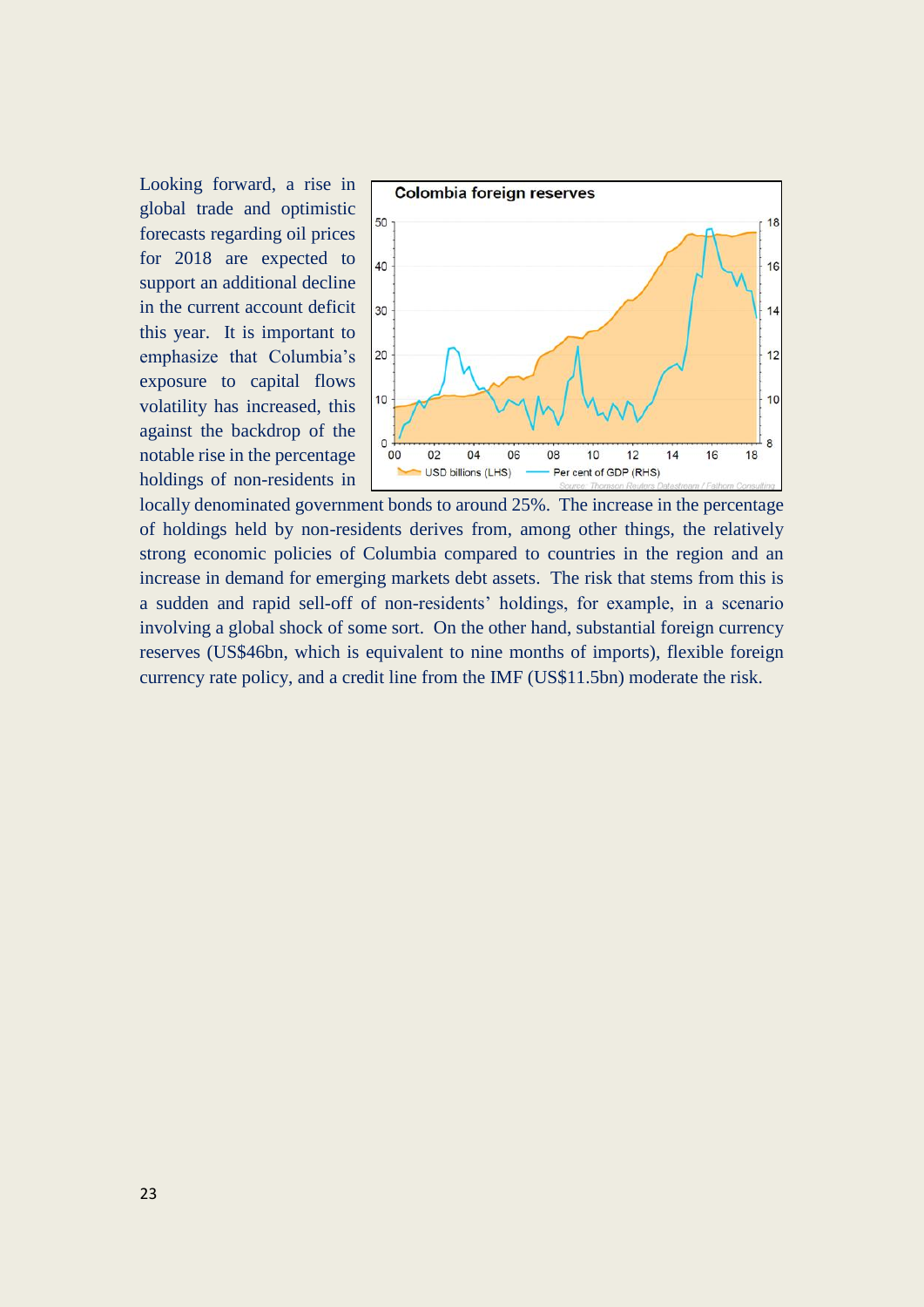Looking forward, a rise in global trade and optimistic forecasts regarding oil prices for 2018 are expected to support an additional decline in the current account deficit this year. It is important to emphasize that Columbia's exposure to capital flows volatility has increased, this against the backdrop of the notable rise in the percentage holdings of non-residents in locally denominated government bonds to around 25%. The increase in the percentage of holdings held by non-residents derives from, among other things, the relatively strong economic policies of Columbia compared to countries in the region and an increase in demand for emerging markets debt assets. The risk that stems from this is a sudden and rapid sell-off of non-residents' holdings, for example, in a scenario involving a global shock of some sort. On the other hand, substantial foreign currency reserves (US$46bn, which is equivalent to nine months of imports), flexible foreign currency rate policy, and a credit line from the IMF (US$11.5bn) moderate the risk.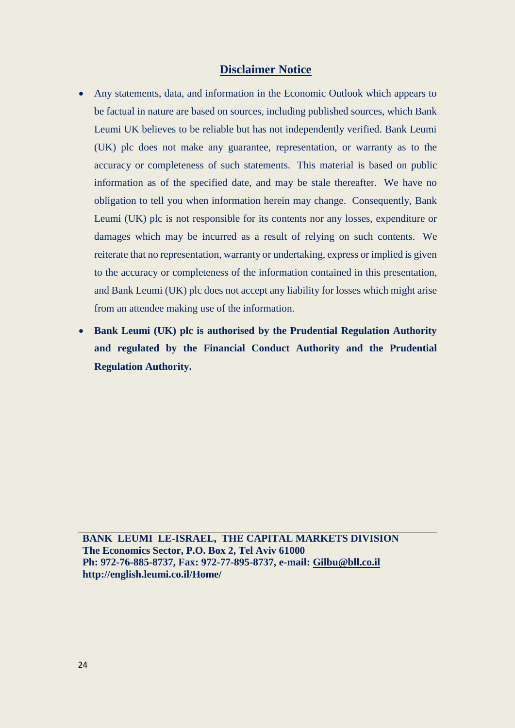## Disclaimer Notice

- Any statements, data, and information in the Economic Outlook which appears to be factual in nature are based on sources, including published sources, which Bank Leumi UK believes to be reliable but has not independently verified. Bank Leumi (UK) plc does not make any guarantee, representation, or warranty as to the accuracy or completeness of such statements. This material is based on public information as of the specified date, and may be stale thereafter. We have no obligation to tell you when information herein may change. Consequently, Bank Leumi (UK) plc is not responsible for its contents nor any losses, expenditure or damages which may be incurred as a result of relying on such contents. We reiterate that no representation, warranty or undertaking, express or implied is given to the accuracy or completeness of the information contained in this presentation, and Bank Leumi (UK) plc does not accept any liability for losses which might arise from an attendee making use of the information.
- **Bank Leumi (UK) plc is authorised by the Prudential Regulation Authority and regulated by the Financial Conduct Authority and the Prudential Regulation Authority.**

---

**BANK LEUMI LE-ISRAEL, THE CAPITAL MARKETS DIVISION**
**The Economics Sector, P.O. Box 2, Tel Aviv 61000**
**Ph: 972-76-885-8737, Fax: 972-77-895-8737, e-mail: Gilbu@bll.co.il**
**http://english.leumi.co.il/Home/**